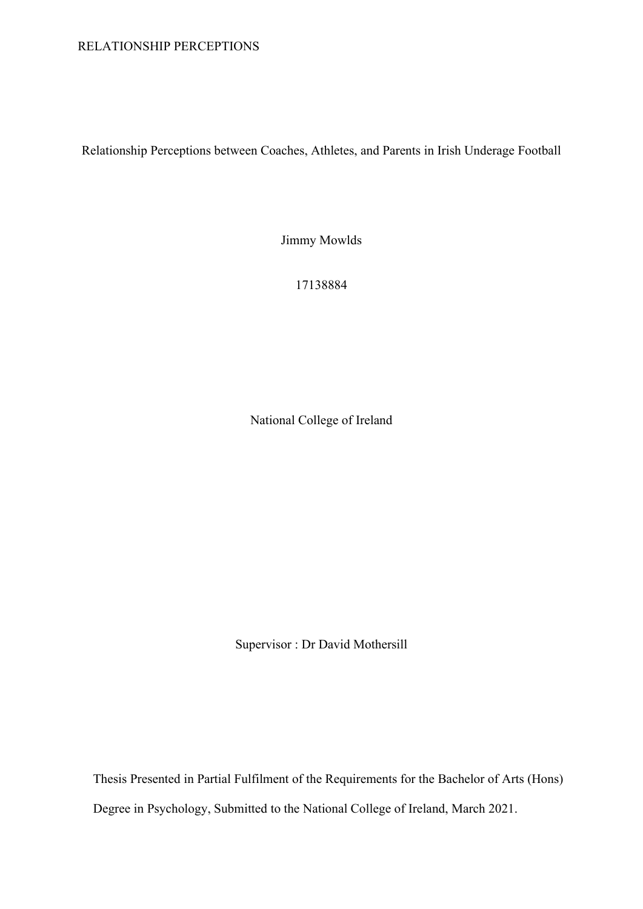# Relationship Perceptions between Coaches, Athletes, and Parents in Irish Underage Football

Jimmy Mowlds

17138884

National College of Ireland

Supervisor : Dr David Mothersill

Thesis Presented in Partial Fulfilment of the Requirements for the Bachelor of Arts (Hons) Degree in Psychology, Submitted to the National College of Ireland, March 2021.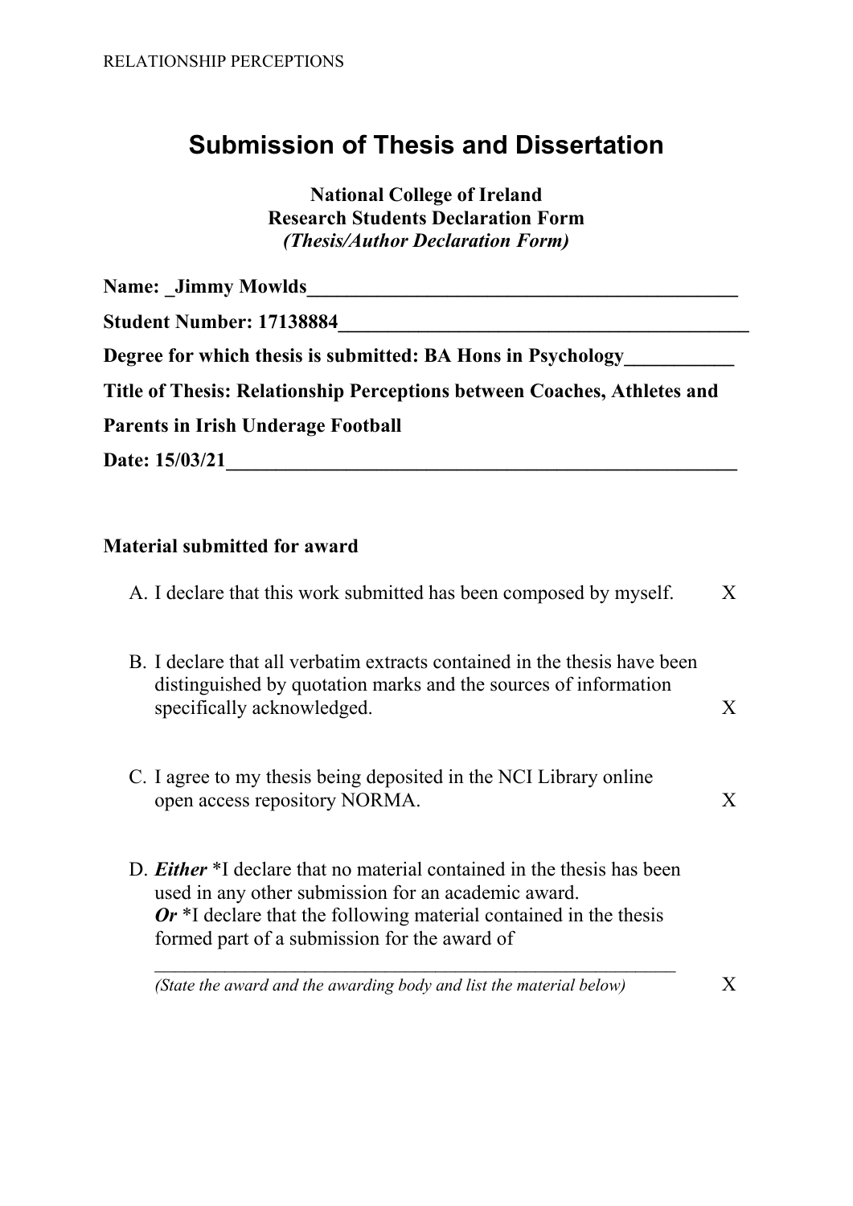# Submission of Thesis and Dissertation

**National College of Ireland**
**Research Students Declaration Form**
***(Thesis/Author Declaration Form)***

**Name: _Jimmy Mowlds___________________________________________**

**Student Number: 17138884__________________________________________**

**Degree for which thesis is submitted: BA Hons in Psychology___________**

**Title of Thesis: Relationship Perceptions between Coaches, Athletes and Parents in Irish Underage Football**

**Date: 15/03/21____________________________________________________**

**Material submitted for award**

A. I declare that this work submitted has been composed by myself. X

B. I declare that all verbatim extracts contained in the thesis have been distinguished by quotation marks and the sources of information specifically acknowledged. X

C. I agree to my thesis being deposited in the NCI Library online open access repository NORMA. X

D. ***Either*** *I declare that no material contained in the thesis has been used in any other submission for an academic award.
***Or*** *I declare that the following material contained in the thesis formed part of a submission for the award of
_______________________________________________________
*(State the award and the awarding body and list the material below)* X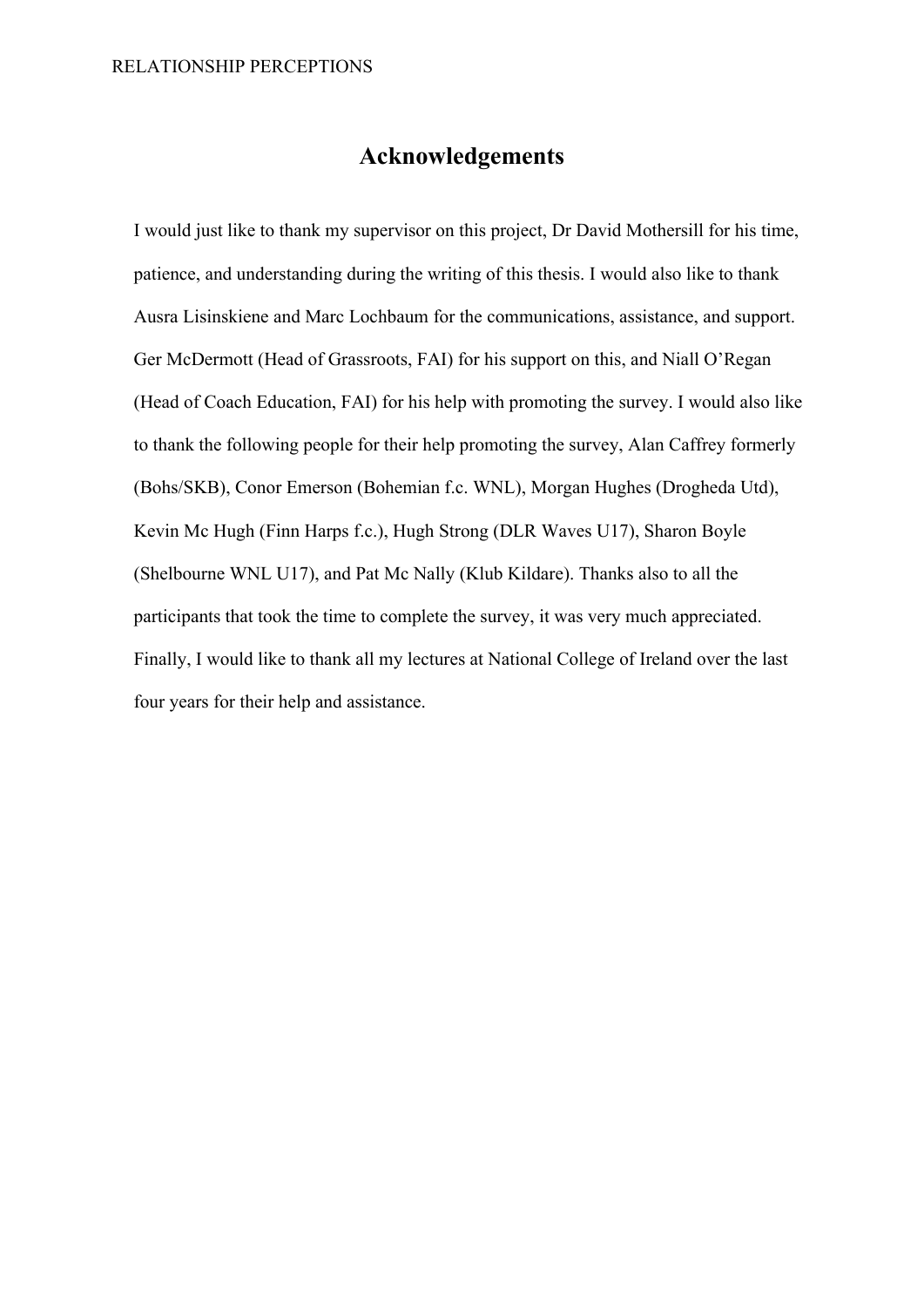# Acknowledgements

I would just like to thank my supervisor on this project, Dr David Mothersill for his time, patience, and understanding during the writing of this thesis. I would also like to thank Ausra Lisinskiene and Marc Lochbaum for the communications, assistance, and support. Ger McDermott (Head of Grassroots, FAI) for his support on this, and Niall O'Regan (Head of Coach Education, FAI) for his help with promoting the survey. I would also like to thank the following people for their help promoting the survey, Alan Caffrey formerly (Bohs/SKB), Conor Emerson (Bohemian f.c. WNL), Morgan Hughes (Drogheda Utd), Kevin Mc Hugh (Finn Harps f.c.), Hugh Strong (DLR Waves U17), Sharon Boyle (Shelbourne WNL U17), and Pat Mc Nally (Klub Kildare). Thanks also to all the participants that took the time to complete the survey, it was very much appreciated. Finally, I would like to thank all my lectures at National College of Ireland over the last four years for their help and assistance.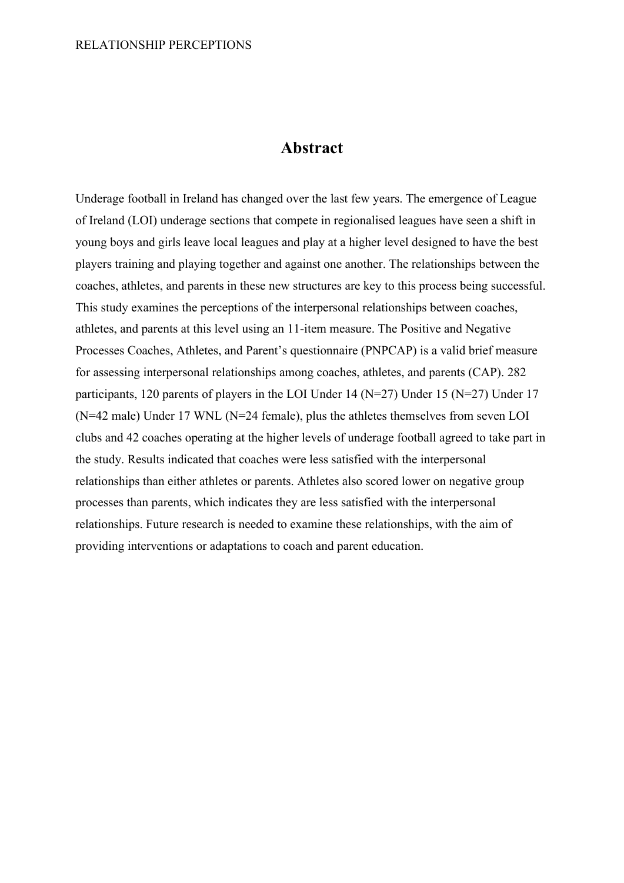# Abstract

Underage football in Ireland has changed over the last few years. The emergence of League of Ireland (LOI) underage sections that compete in regionalised leagues have seen a shift in young boys and girls leave local leagues and play at a higher level designed to have the best players training and playing together and against one another. The relationships between the coaches, athletes, and parents in these new structures are key to this process being successful. This study examines the perceptions of the interpersonal relationships between coaches, athletes, and parents at this level using an 11-item measure. The Positive and Negative Processes Coaches, Athletes, and Parent's questionnaire (PNPCAP) is a valid brief measure for assessing interpersonal relationships among coaches, athletes, and parents (CAP). 282 participants, 120 parents of players in the LOI Under 14 (N=27) Under 15 (N=27) Under 17 (N=42 male) Under 17 WNL (N=24 female), plus the athletes themselves from seven LOI clubs and 42 coaches operating at the higher levels of underage football agreed to take part in the study. Results indicated that coaches were less satisfied with the interpersonal relationships than either athletes or parents. Athletes also scored lower on negative group processes than parents, which indicates they are less satisfied with the interpersonal relationships. Future research is needed to examine these relationships, with the aim of providing interventions or adaptations to coach and parent education.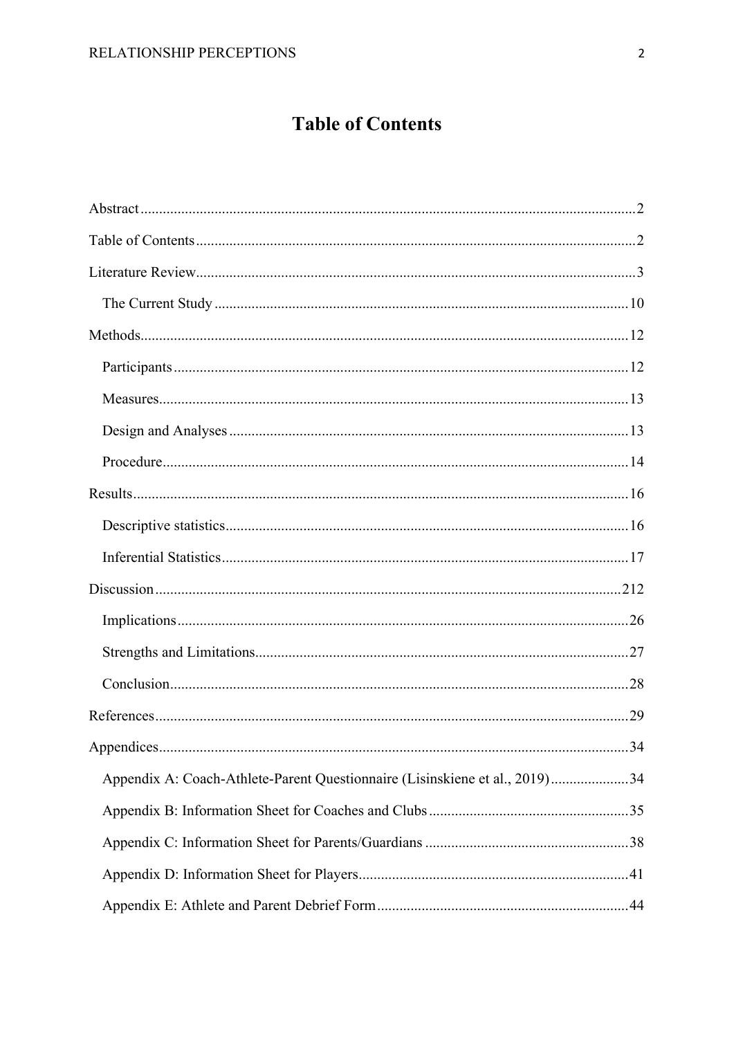# Table of Contents

Abstract ........................................................................................................................2

Table of Contents ..........................................................................................................2

Literature Review ..........................................................................................................3

  The Current Study ....................................................................................................10

Methods ........................................................................................................................12

  Participants ...............................................................................................................12

  Measures ...................................................................................................................13

  Design and Analyses ................................................................................................13

  Procedure .................................................................................................................14

Results ..........................................................................................................................16

  Descriptive statistics ................................................................................................16

  Inferential Statistics .................................................................................................17

Discussion ....................................................................................................................212

  Implications .............................................................................................................26

  Strengths and Limitations .........................................................................................27

  Conclusion ...............................................................................................................28

References ....................................................................................................................29

Appendices ...................................................................................................................34

  Appendix A: Coach-Athlete-Parent Questionnaire (Lisinskiene et al., 2019) .........34

  Appendix B: Information Sheet for Coaches and Clubs ..........................................35

  Appendix C: Information Sheet for Parents/Guardians ...........................................38

  Appendix D: Information Sheet for Players .............................................................41

  Appendix E: Athlete and Parent Debrief Form ........................................................44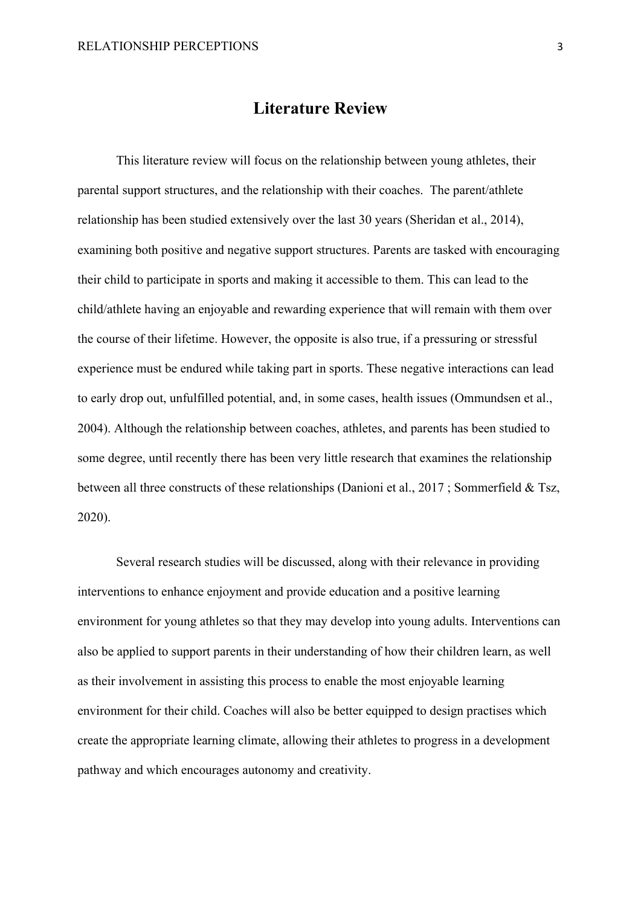# Literature Review

This literature review will focus on the relationship between young athletes, their parental support structures, and the relationship with their coaches. The parent/athlete relationship has been studied extensively over the last 30 years (Sheridan et al., 2014), examining both positive and negative support structures. Parents are tasked with encouraging their child to participate in sports and making it accessible to them. This can lead to the child/athlete having an enjoyable and rewarding experience that will remain with them over the course of their lifetime. However, the opposite is also true, if a pressuring or stressful experience must be endured while taking part in sports. These negative interactions can lead to early drop out, unfulfilled potential, and, in some cases, health issues (Ommundsen et al., 2004). Although the relationship between coaches, athletes, and parents has been studied to some degree, until recently there has been very little research that examines the relationship between all three constructs of these relationships (Danioni et al., 2017 ; Sommerfield & Tsz, 2020).

Several research studies will be discussed, along with their relevance in providing interventions to enhance enjoyment and provide education and a positive learning environment for young athletes so that they may develop into young adults. Interventions can also be applied to support parents in their understanding of how their children learn, as well as their involvement in assisting this process to enable the most enjoyable learning environment for their child. Coaches will also be better equipped to design practises which create the appropriate learning climate, allowing their athletes to progress in a development pathway and which encourages autonomy and creativity.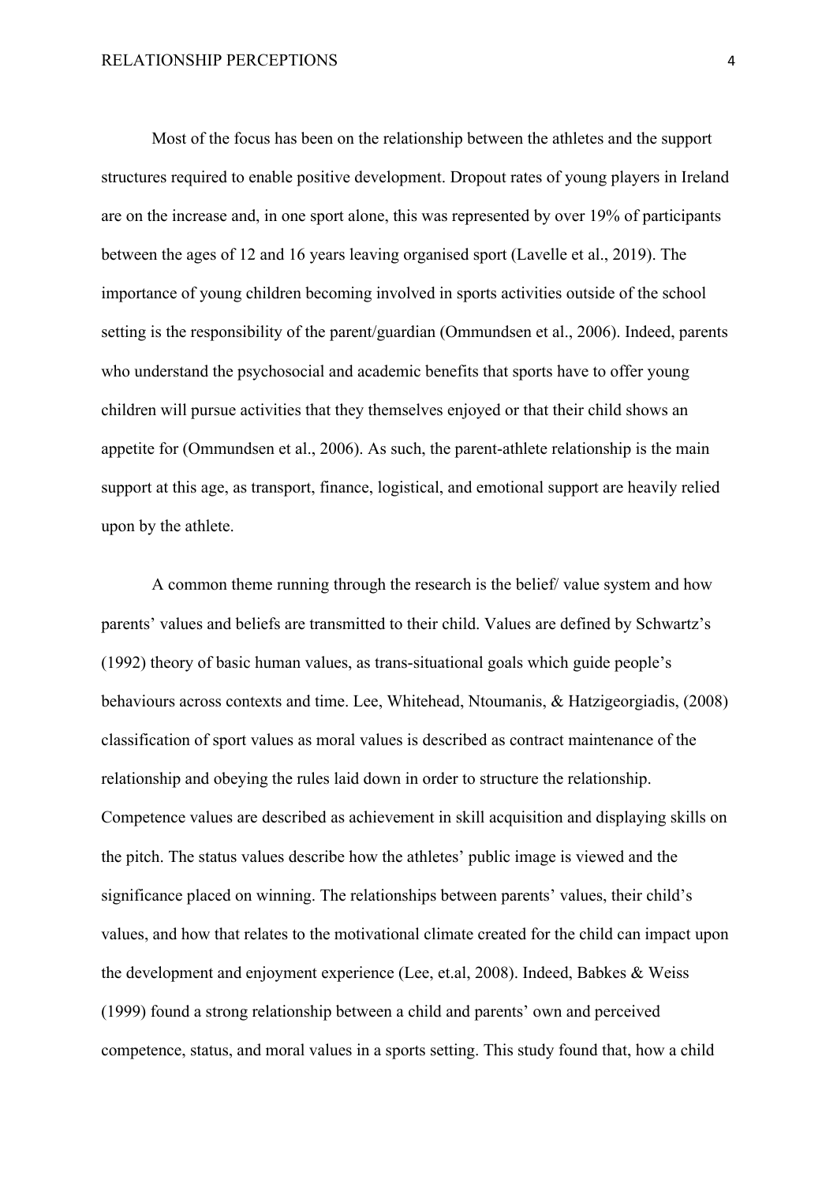Most of the focus has been on the relationship between the athletes and the support structures required to enable positive development. Dropout rates of young players in Ireland are on the increase and, in one sport alone, this was represented by over 19% of participants between the ages of 12 and 16 years leaving organised sport (Lavelle et al., 2019). The importance of young children becoming involved in sports activities outside of the school setting is the responsibility of the parent/guardian (Ommundsen et al., 2006). Indeed, parents who understand the psychosocial and academic benefits that sports have to offer young children will pursue activities that they themselves enjoyed or that their child shows an appetite for (Ommundsen et al., 2006). As such, the parent-athlete relationship is the main support at this age, as transport, finance, logistical, and emotional support are heavily relied upon by the athlete.

A common theme running through the research is the belief/ value system and how parents' values and beliefs are transmitted to their child. Values are defined by Schwartz's (1992) theory of basic human values, as trans-situational goals which guide people's behaviours across contexts and time. Lee, Whitehead, Ntoumanis, & Hatzigeorgiadis, (2008) classification of sport values as moral values is described as contract maintenance of the relationship and obeying the rules laid down in order to structure the relationship. Competence values are described as achievement in skill acquisition and displaying skills on the pitch. The status values describe how the athletes' public image is viewed and the significance placed on winning. The relationships between parents' values, their child's values, and how that relates to the motivational climate created for the child can impact upon the development and enjoyment experience (Lee, et.al, 2008). Indeed, Babkes & Weiss (1999) found a strong relationship between a child and parents' own and perceived competence, status, and moral values in a sports setting. This study found that, how a child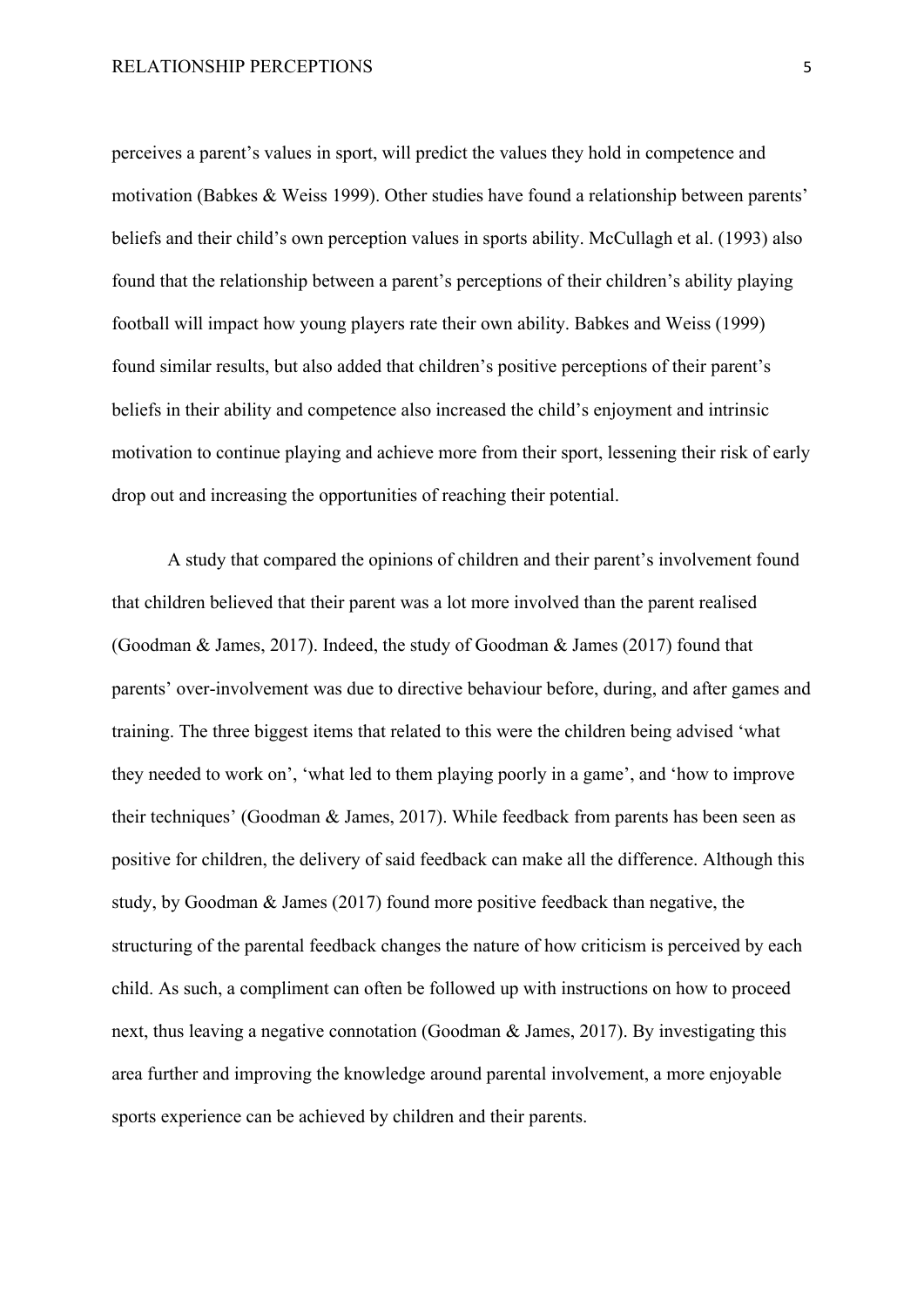perceives a parent's values in sport, will predict the values they hold in competence and motivation (Babkes & Weiss 1999). Other studies have found a relationship between parents' beliefs and their child's own perception values in sports ability. McCullagh et al. (1993) also found that the relationship between a parent's perceptions of their children's ability playing football will impact how young players rate their own ability. Babkes and Weiss (1999) found similar results, but also added that children's positive perceptions of their parent's beliefs in their ability and competence also increased the child's enjoyment and intrinsic motivation to continue playing and achieve more from their sport, lessening their risk of early drop out and increasing the opportunities of reaching their potential.

A study that compared the opinions of children and their parent's involvement found that children believed that their parent was a lot more involved than the parent realised (Goodman & James, 2017). Indeed, the study of Goodman & James (2017) found that parents' over-involvement was due to directive behaviour before, during, and after games and training. The three biggest items that related to this were the children being advised 'what they needed to work on', 'what led to them playing poorly in a game', and 'how to improve their techniques' (Goodman & James, 2017). While feedback from parents has been seen as positive for children, the delivery of said feedback can make all the difference. Although this study, by Goodman & James (2017) found more positive feedback than negative, the structuring of the parental feedback changes the nature of how criticism is perceived by each child. As such, a compliment can often be followed up with instructions on how to proceed next, thus leaving a negative connotation (Goodman & James, 2017). By investigating this area further and improving the knowledge around parental involvement, a more enjoyable sports experience can be achieved by children and their parents.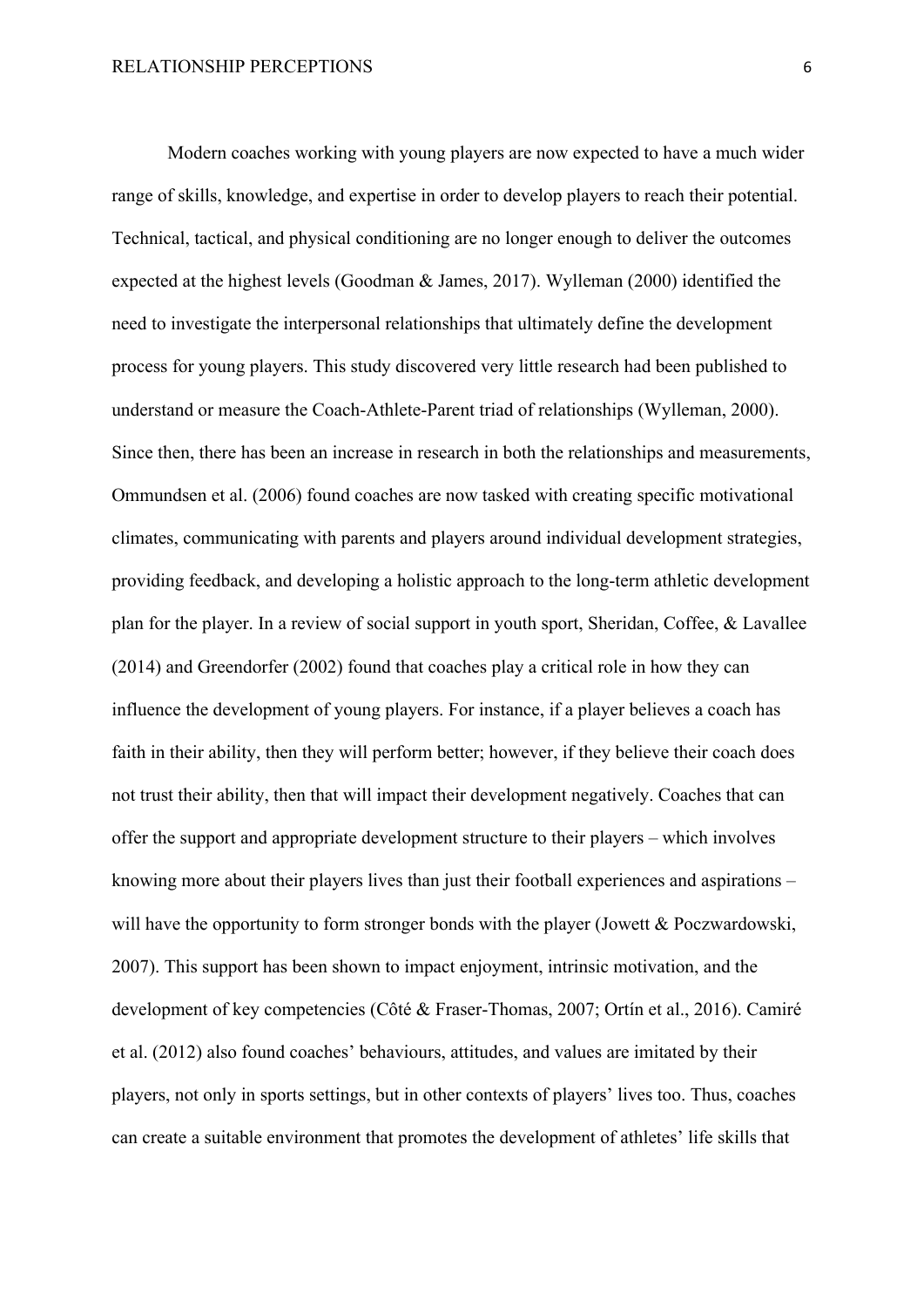Modern coaches working with young players are now expected to have a much wider range of skills, knowledge, and expertise in order to develop players to reach their potential. Technical, tactical, and physical conditioning are no longer enough to deliver the outcomes expected at the highest levels (Goodman & James, 2017). Wylleman (2000) identified the need to investigate the interpersonal relationships that ultimately define the development process for young players. This study discovered very little research had been published to understand or measure the Coach-Athlete-Parent triad of relationships (Wylleman, 2000). Since then, there has been an increase in research in both the relationships and measurements, Ommundsen et al. (2006) found coaches are now tasked with creating specific motivational climates, communicating with parents and players around individual development strategies, providing feedback, and developing a holistic approach to the long-term athletic development plan for the player. In a review of social support in youth sport, Sheridan, Coffee, & Lavallee (2014) and Greendorfer (2002) found that coaches play a critical role in how they can influence the development of young players. For instance, if a player believes a coach has faith in their ability, then they will perform better; however, if they believe their coach does not trust their ability, then that will impact their development negatively. Coaches that can offer the support and appropriate development structure to their players – which involves knowing more about their players lives than just their football experiences and aspirations – will have the opportunity to form stronger bonds with the player (Jowett & Poczwardowski, 2007). This support has been shown to impact enjoyment, intrinsic motivation, and the development of key competencies (Côté & Fraser-Thomas, 2007; Ortín et al., 2016). Camiré et al. (2012) also found coaches' behaviours, attitudes, and values are imitated by their players, not only in sports settings, but in other contexts of players' lives too. Thus, coaches can create a suitable environment that promotes the development of athletes' life skills that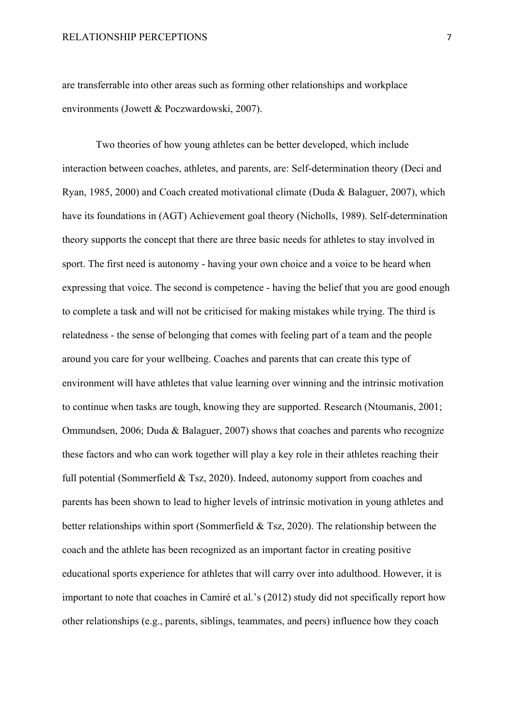are transferrable into other areas such as forming other relationships and workplace environments (Jowett & Poczwardowski, 2007).

Two theories of how young athletes can be better developed, which include interaction between coaches, athletes, and parents, are: Self-determination theory (Deci and Ryan, 1985, 2000) and Coach created motivational climate (Duda & Balaguer, 2007), which have its foundations in (AGT) Achievement goal theory (Nicholls, 1989). Self-determination theory supports the concept that there are three basic needs for athletes to stay involved in sport. The first need is autonomy - having your own choice and a voice to be heard when expressing that voice. The second is competence - having the belief that you are good enough to complete a task and will not be criticised for making mistakes while trying. The third is relatedness - the sense of belonging that comes with feeling part of a team and the people around you care for your wellbeing. Coaches and parents that can create this type of environment will have athletes that value learning over winning and the intrinsic motivation to continue when tasks are tough, knowing they are supported. Research (Ntoumanis, 2001; Ommundsen, 2006; Duda & Balaguer, 2007) shows that coaches and parents who recognize these factors and who can work together will play a key role in their athletes reaching their full potential (Sommerfield & Tsz, 2020). Indeed, autonomy support from coaches and parents has been shown to lead to higher levels of intrinsic motivation in young athletes and better relationships within sport (Sommerfield & Tsz, 2020). The relationship between the coach and the athlete has been recognized as an important factor in creating positive educational sports experience for athletes that will carry over into adulthood. However, it is important to note that coaches in Camiré et al.'s (2012) study did not specifically report how other relationships (e.g., parents, siblings, teammates, and peers) influence how they coach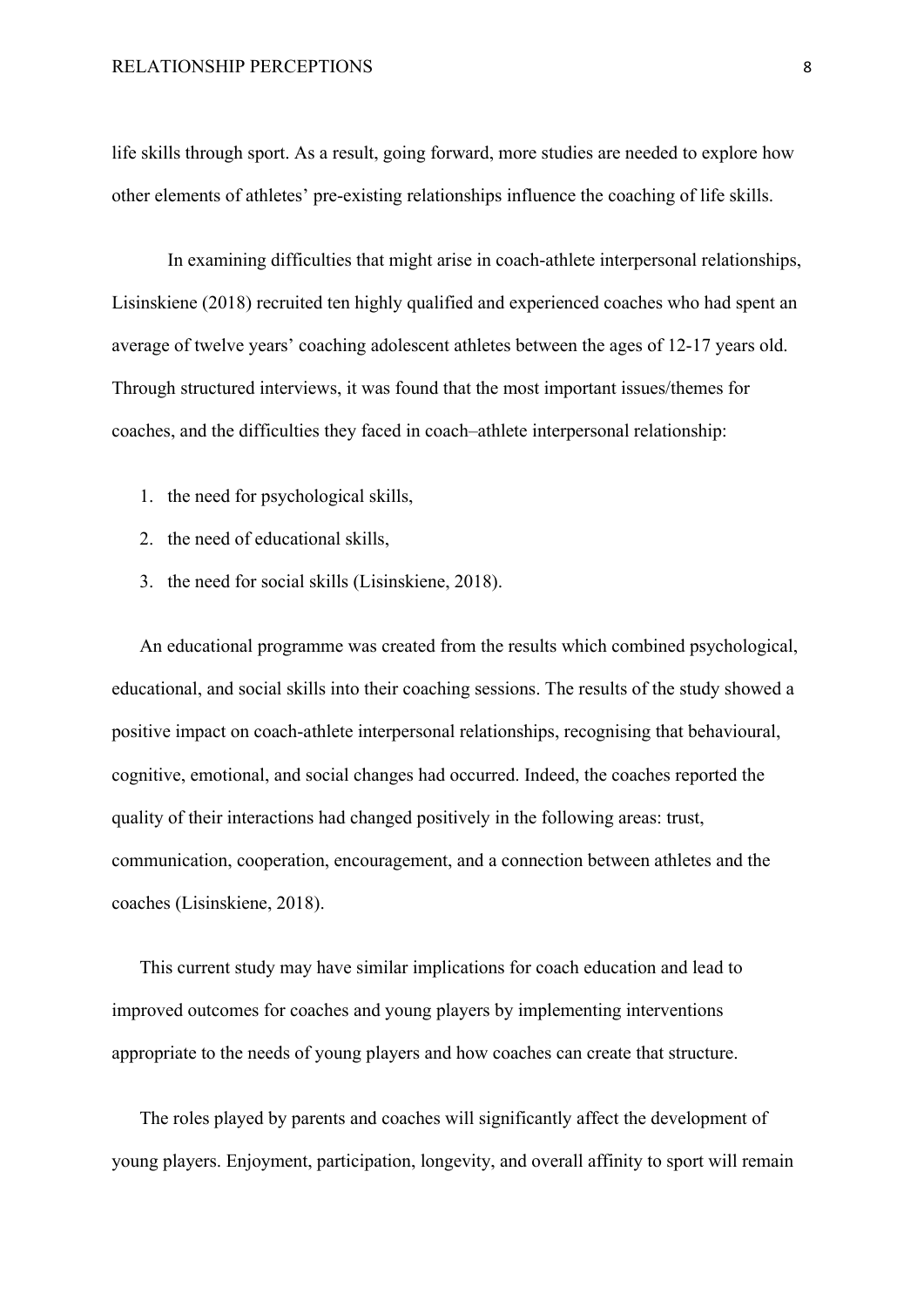life skills through sport. As a result, going forward, more studies are needed to explore how other elements of athletes' pre-existing relationships influence the coaching of life skills.

In examining difficulties that might arise in coach-athlete interpersonal relationships, Lisinskiene (2018) recruited ten highly qualified and experienced coaches who had spent an average of twelve years' coaching adolescent athletes between the ages of 12-17 years old. Through structured interviews, it was found that the most important issues/themes for coaches, and the difficulties they faced in coach–athlete interpersonal relationship:

1. the need for psychological skills,
2. the need of educational skills,
3. the need for social skills (Lisinskiene, 2018).

An educational programme was created from the results which combined psychological, educational, and social skills into their coaching sessions. The results of the study showed a positive impact on coach-athlete interpersonal relationships, recognising that behavioural, cognitive, emotional, and social changes had occurred. Indeed, the coaches reported the quality of their interactions had changed positively in the following areas: trust, communication, cooperation, encouragement, and a connection between athletes and the coaches (Lisinskiene, 2018).

This current study may have similar implications for coach education and lead to improved outcomes for coaches and young players by implementing interventions appropriate to the needs of young players and how coaches can create that structure.

The roles played by parents and coaches will significantly affect the development of young players. Enjoyment, participation, longevity, and overall affinity to sport will remain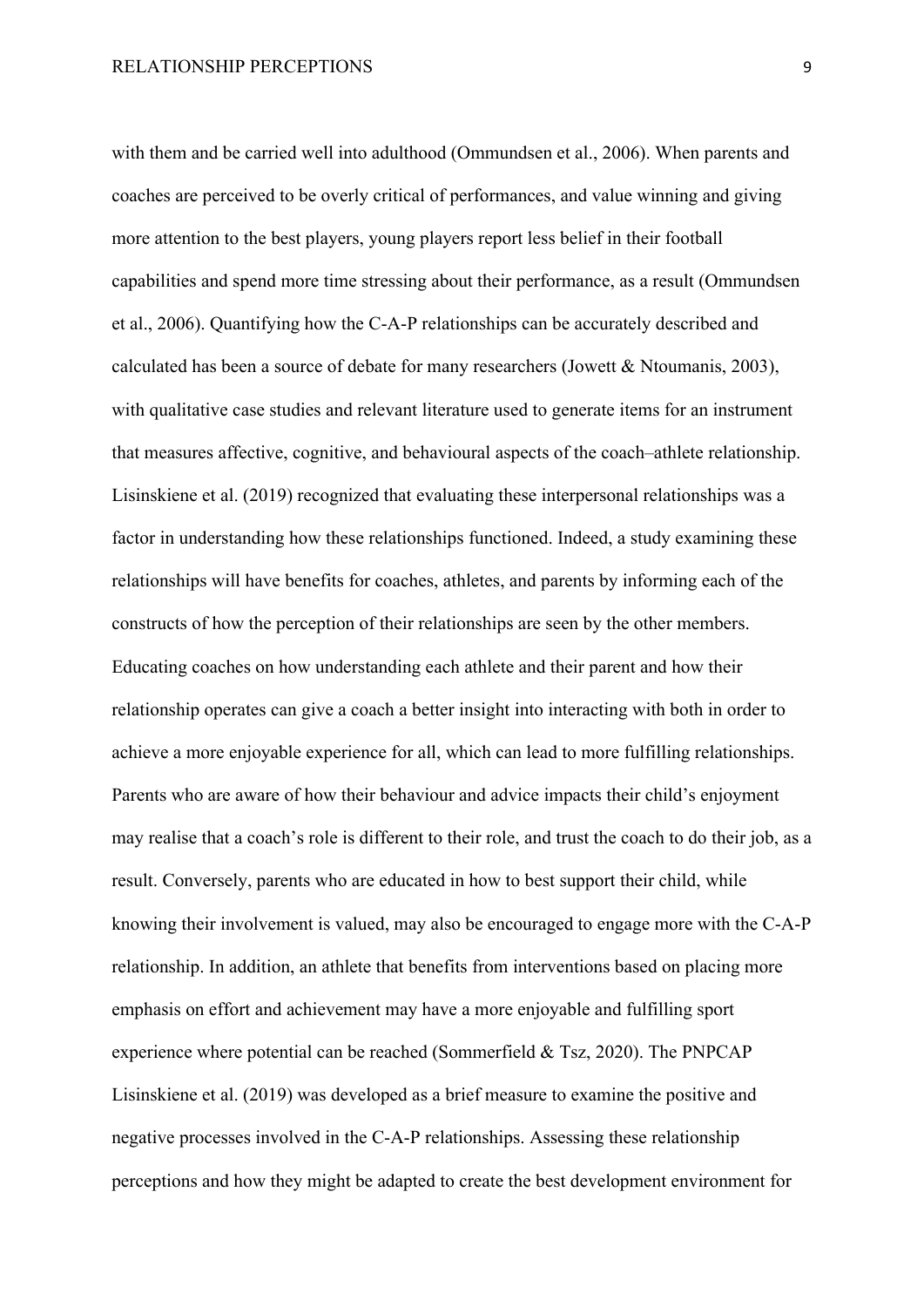with them and be carried well into adulthood (Ommundsen et al., 2006). When parents and coaches are perceived to be overly critical of performances, and value winning and giving more attention to the best players, young players report less belief in their football capabilities and spend more time stressing about their performance, as a result (Ommundsen et al., 2006). Quantifying how the C-A-P relationships can be accurately described and calculated has been a source of debate for many researchers (Jowett & Ntoumanis, 2003), with qualitative case studies and relevant literature used to generate items for an instrument that measures affective, cognitive, and behavioural aspects of the coach–athlete relationship. Lisinskiene et al. (2019) recognized that evaluating these interpersonal relationships was a factor in understanding how these relationships functioned. Indeed, a study examining these relationships will have benefits for coaches, athletes, and parents by informing each of the constructs of how the perception of their relationships are seen by the other members. Educating coaches on how understanding each athlete and their parent and how their relationship operates can give a coach a better insight into interacting with both in order to achieve a more enjoyable experience for all, which can lead to more fulfilling relationships. Parents who are aware of how their behaviour and advice impacts their child's enjoyment may realise that a coach's role is different to their role, and trust the coach to do their job, as a result. Conversely, parents who are educated in how to best support their child, while knowing their involvement is valued, may also be encouraged to engage more with the C-A-P relationship. In addition, an athlete that benefits from interventions based on placing more emphasis on effort and achievement may have a more enjoyable and fulfilling sport experience where potential can be reached (Sommerfield & Tsz, 2020). The PNPCAP Lisinskiene et al. (2019) was developed as a brief measure to examine the positive and negative processes involved in the C-A-P relationships. Assessing these relationship perceptions and how they might be adapted to create the best development environment for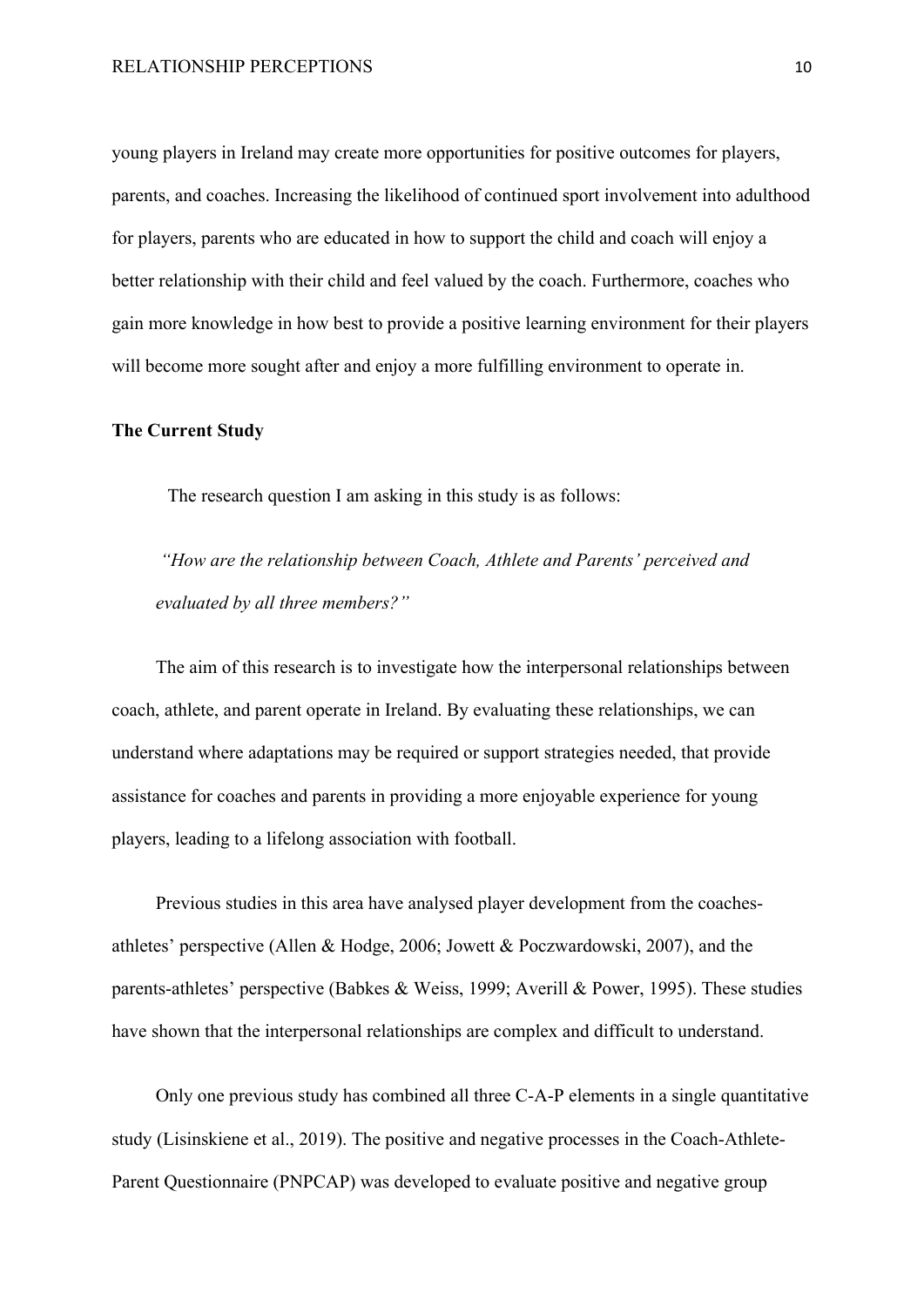young players in Ireland may create more opportunities for positive outcomes for players, parents, and coaches. Increasing the likelihood of continued sport involvement into adulthood for players, parents who are educated in how to support the child and coach will enjoy a better relationship with their child and feel valued by the coach. Furthermore, coaches who gain more knowledge in how best to provide a positive learning environment for their players will become more sought after and enjoy a more fulfilling environment to operate in.

**The Current Study**

The research question I am asking in this study is as follows:

> *"How are the relationship between Coach, Athlete and Parents' perceived and evaluated by all three members?"*

The aim of this research is to investigate how the interpersonal relationships between coach, athlete, and parent operate in Ireland. By evaluating these relationships, we can understand where adaptations may be required or support strategies needed, that provide assistance for coaches and parents in providing a more enjoyable experience for young players, leading to a lifelong association with football.

Previous studies in this area have analysed player development from the coaches-athletes' perspective (Allen & Hodge, 2006; Jowett & Poczwardowski, 2007), and the parents-athletes' perspective (Babkes & Weiss, 1999; Averill & Power, 1995). These studies have shown that the interpersonal relationships are complex and difficult to understand.

Only one previous study has combined all three C-A-P elements in a single quantitative study (Lisinskiene et al., 2019). The positive and negative processes in the Coach-Athlete-Parent Questionnaire (PNPCAP) was developed to evaluate positive and negative group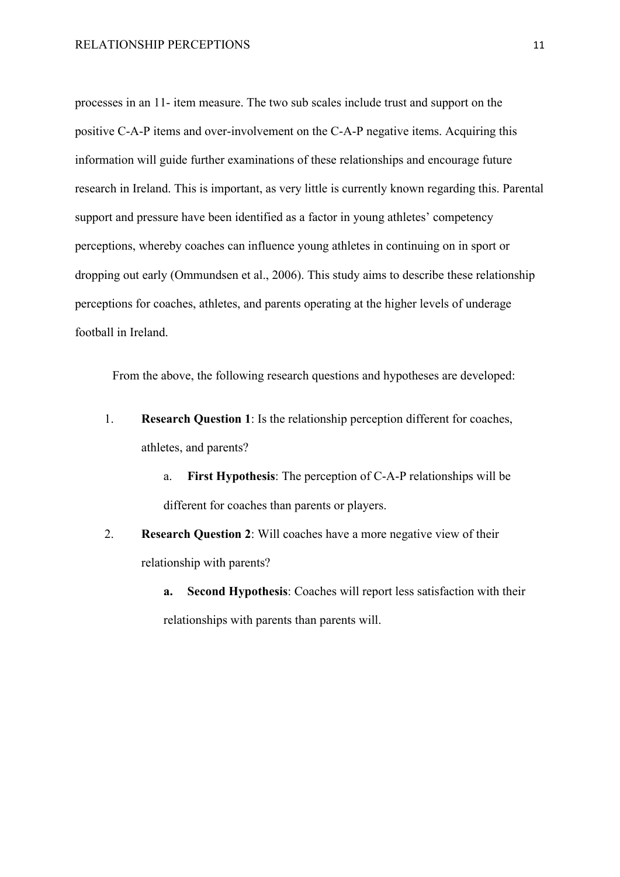processes in an 11- item measure. The two sub scales include trust and support on the positive C-A-P items and over-involvement on the C-A-P negative items. Acquiring this information will guide further examinations of these relationships and encourage future research in Ireland. This is important, as very little is currently known regarding this. Parental support and pressure have been identified as a factor in young athletes' competency perceptions, whereby coaches can influence young athletes in continuing on in sport or dropping out early (Ommundsen et al., 2006). This study aims to describe these relationship perceptions for coaches, athletes, and parents operating at the higher levels of underage football in Ireland.

From the above, the following research questions and hypotheses are developed:

1. **Research Question 1**: Is the relationship perception different for coaches, athletes, and parents?
   a. **First Hypothesis**: The perception of C-A-P relationships will be different for coaches than parents or players.
2. **Research Question 2**: Will coaches have a more negative view of their relationship with parents?
   **a. Second Hypothesis**: Coaches will report less satisfaction with their relationships with parents than parents will.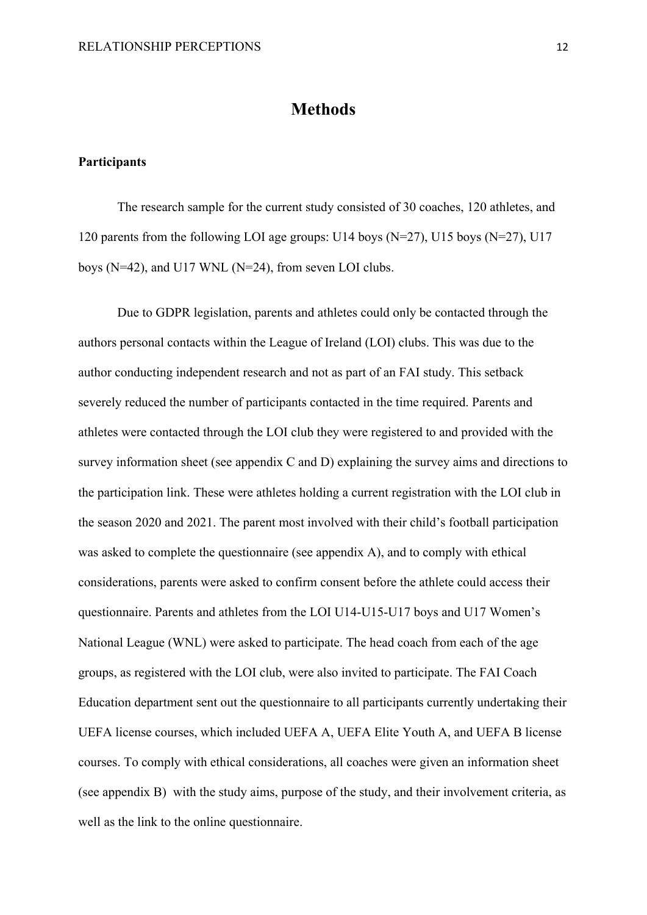# Methods

### Participants

The research sample for the current study consisted of 30 coaches, 120 athletes, and 120 parents from the following LOI age groups: U14 boys (N=27), U15 boys (N=27), U17 boys (N=42), and U17 WNL (N=24), from seven LOI clubs.

Due to GDPR legislation, parents and athletes could only be contacted through the authors personal contacts within the League of Ireland (LOI) clubs. This was due to the author conducting independent research and not as part of an FAI study. This setback severely reduced the number of participants contacted in the time required. Parents and athletes were contacted through the LOI club they were registered to and provided with the survey information sheet (see appendix C and D) explaining the survey aims and directions to the participation link. These were athletes holding a current registration with the LOI club in the season 2020 and 2021. The parent most involved with their child's football participation was asked to complete the questionnaire (see appendix A), and to comply with ethical considerations, parents were asked to confirm consent before the athlete could access their questionnaire. Parents and athletes from the LOI U14-U15-U17 boys and U17 Women's National League (WNL) were asked to participate. The head coach from each of the age groups, as registered with the LOI club, were also invited to participate. The FAI Coach Education department sent out the questionnaire to all participants currently undertaking their UEFA license courses, which included UEFA A, UEFA Elite Youth A, and UEFA B license courses. To comply with ethical considerations, all coaches were given an information sheet (see appendix B) with the study aims, purpose of the study, and their involvement criteria, as well as the link to the online questionnaire.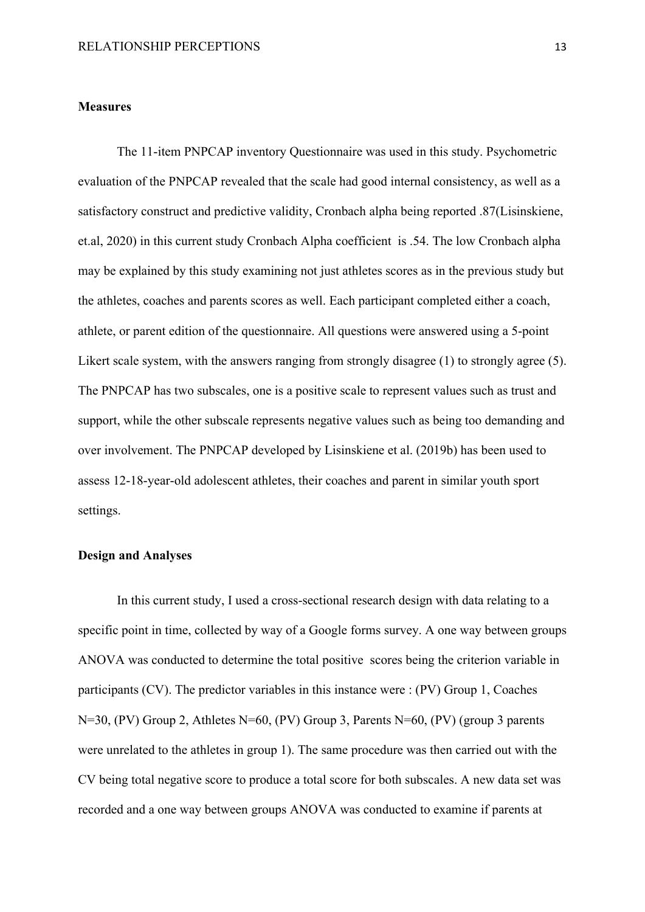**Measures**

The 11-item PNPCAP inventory Questionnaire was used in this study. Psychometric evaluation of the PNPCAP revealed that the scale had good internal consistency, as well as a satisfactory construct and predictive validity, Cronbach alpha being reported .87(Lisinskiene, et.al, 2020) in this current study Cronbach Alpha coefficient is .54. The low Cronbach alpha may be explained by this study examining not just athletes scores as in the previous study but the athletes, coaches and parents scores as well. Each participant completed either a coach, athlete, or parent edition of the questionnaire. All questions were answered using a 5-point Likert scale system, with the answers ranging from strongly disagree (1) to strongly agree (5). The PNPCAP has two subscales, one is a positive scale to represent values such as trust and support, while the other subscale represents negative values such as being too demanding and over involvement. The PNPCAP developed by Lisinskiene et al. (2019b) has been used to assess 12-18-year-old adolescent athletes, their coaches and parent in similar youth sport settings.

**Design and Analyses**

In this current study, I used a cross-sectional research design with data relating to a specific point in time, collected by way of a Google forms survey. A one way between groups ANOVA was conducted to determine the total positive scores being the criterion variable in participants (CV). The predictor variables in this instance were : (PV) Group 1, Coaches N=30, (PV) Group 2, Athletes N=60, (PV) Group 3, Parents N=60, (PV) (group 3 parents were unrelated to the athletes in group 1). The same procedure was then carried out with the CV being total negative score to produce a total score for both subscales. A new data set was recorded and a one way between groups ANOVA was conducted to examine if parents at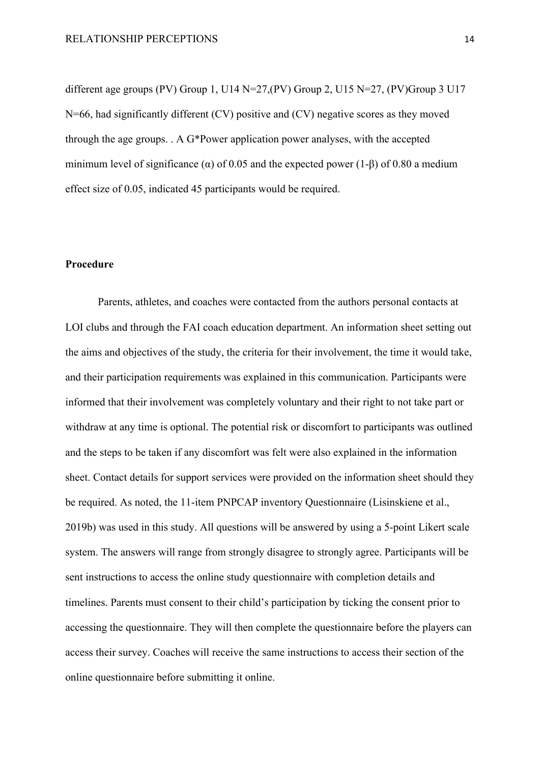different age groups (PV) Group 1, U14 N=27,(PV) Group 2, U15 N=27, (PV)Group 3 U17 N=66, had significantly different (CV) positive and (CV) negative scores as they moved through the age groups. . A G*Power application power analyses, with the accepted minimum level of significance (α) of 0.05 and the expected power (1-β) of 0.80 a medium effect size of 0.05, indicated 45 participants would be required.

**Procedure**

Parents, athletes, and coaches were contacted from the authors personal contacts at LOI clubs and through the FAI coach education department. An information sheet setting out the aims and objectives of the study, the criteria for their involvement, the time it would take, and their participation requirements was explained in this communication. Participants were informed that their involvement was completely voluntary and their right to not take part or withdraw at any time is optional. The potential risk or discomfort to participants was outlined and the steps to be taken if any discomfort was felt were also explained in the information sheet. Contact details for support services were provided on the information sheet should they be required. As noted, the 11-item PNPCAP inventory Questionnaire (Lisinskiene et al., 2019b) was used in this study. All questions will be answered by using a 5-point Likert scale system. The answers will range from strongly disagree to strongly agree. Participants will be sent instructions to access the online study questionnaire with completion details and timelines. Parents must consent to their child's participation by ticking the consent prior to accessing the questionnaire. They will then complete the questionnaire before the players can access their survey. Coaches will receive the same instructions to access their section of the online questionnaire before submitting it online.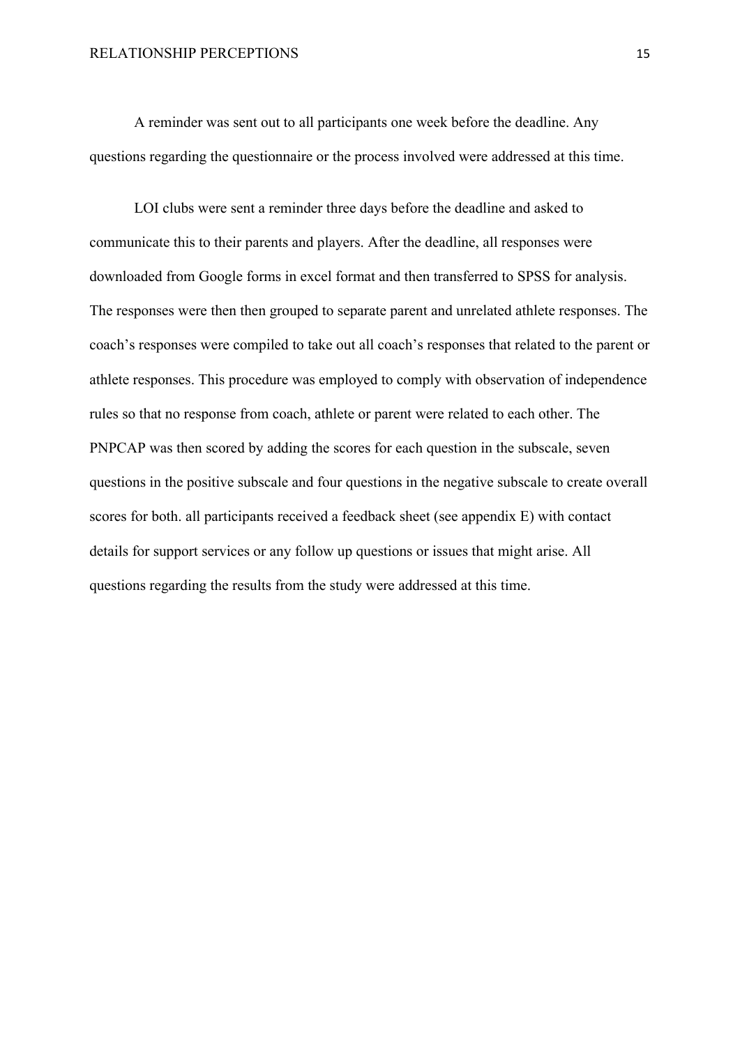A reminder was sent out to all participants one week before the deadline. Any questions regarding the questionnaire or the process involved were addressed at this time.

LOI clubs were sent a reminder three days before the deadline and asked to communicate this to their parents and players. After the deadline, all responses were downloaded from Google forms in excel format and then transferred to SPSS for analysis. The responses were then then grouped to separate parent and unrelated athlete responses. The coach's responses were compiled to take out all coach's responses that related to the parent or athlete responses. This procedure was employed to comply with observation of independence rules so that no response from coach, athlete or parent were related to each other. The PNPCAP was then scored by adding the scores for each question in the subscale, seven questions in the positive subscale and four questions in the negative subscale to create overall scores for both. all participants received a feedback sheet (see appendix E) with contact details for support services or any follow up questions or issues that might arise. All questions regarding the results from the study were addressed at this time.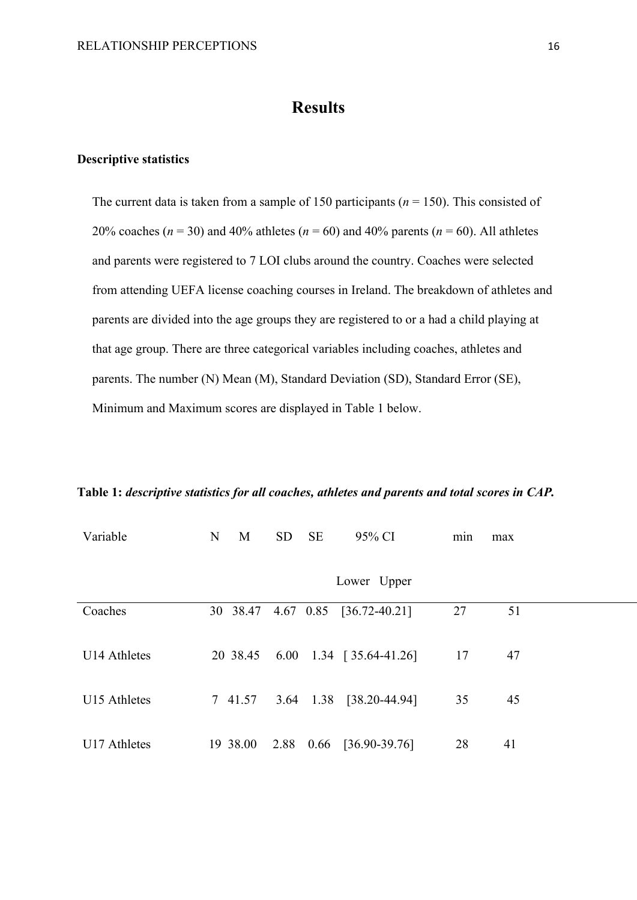# Results

## Descriptive statistics

The current data is taken from a sample of 150 participants (*n* = 150). This consisted of 20% coaches (*n* = 30) and 40% athletes (*n* = 60) and 40% parents (*n* = 60). All athletes and parents were registered to 7 LOI clubs around the country. Coaches were selected from attending UEFA license coaching courses in Ireland. The breakdown of athletes and parents are divided into the age groups they are registered to or a had a child playing at that age group. There are three categorical variables including coaches, athletes and parents. The number (N) Mean (M), Standard Deviation (SD), Standard Error (SE), Minimum and Maximum scores are displayed in Table 1 below.

**Table 1:** ***descriptive statistics for all coaches, athletes and parents and total scores in CAP.***

| Variable | N | M | SD | SE | 95% CI | min | max |
|---|---|---|---|---|---|---|---|
| | | | | | Lower Upper | | |
| Coaches | 30 | 38.47 | 4.67 | 0.85 | [36.72-40.21] | 27 | 51 |
| U14 Athletes | 20 | 38.45 | 6.00 | 1.34 | [ 35.64-41.26] | 17 | 47 |
| U15 Athletes | 7 | 41.57 | 3.64 | 1.38 | [38.20-44.94] | 35 | 45 |
| U17 Athletes | 19 | 38.00 | 2.88 | 0.66 | [36.90-39.76] | 28 | 41 |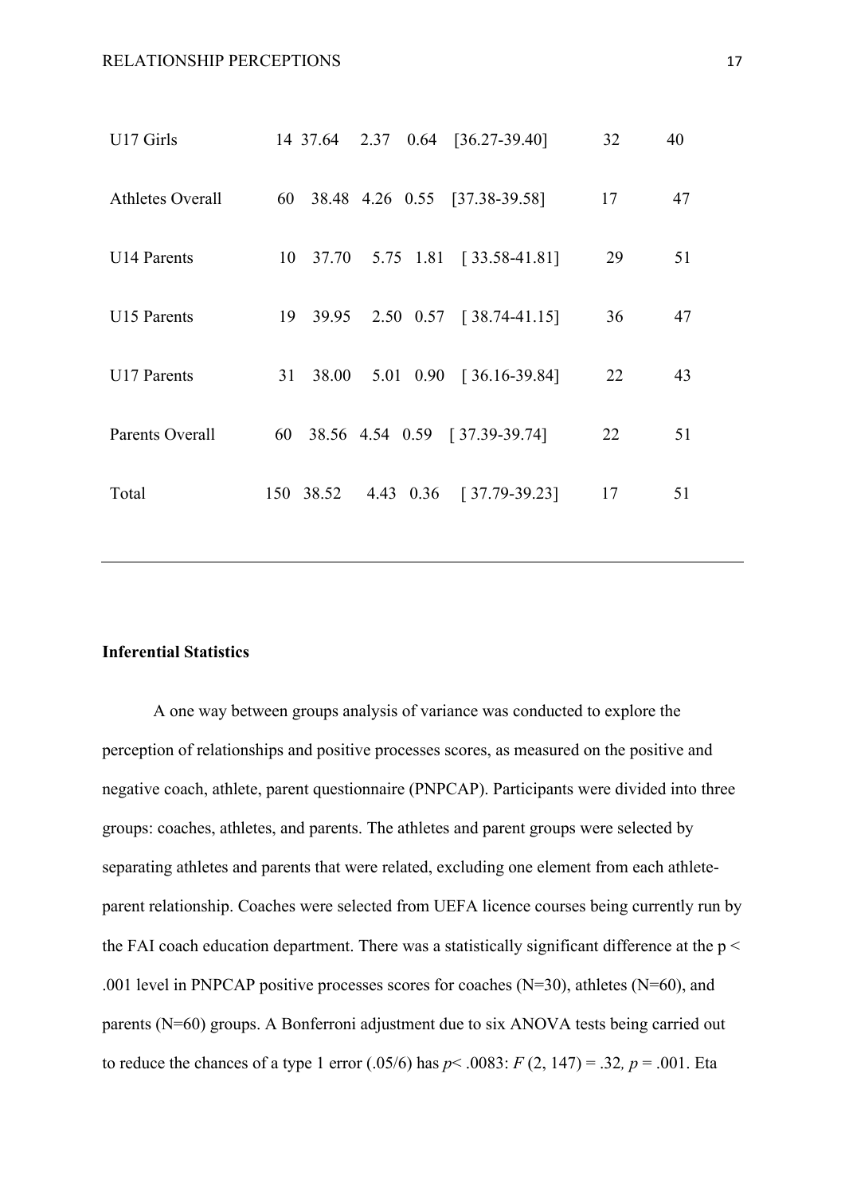| | | | | | | | |
|---|---|---|---|---|---|---|---|
| U17 Girls | 14 | 37.64 | 2.37 | 0.64 | [36.27-39.40] | 32 | 40 |
| Athletes Overall | 60 | 38.48 | 4.26 | 0.55 | [37.38-39.58] | 17 | 47 |
| U14 Parents | 10 | 37.70 | 5.75 | 1.81 | [ 33.58-41.81] | 29 | 51 |
| U15 Parents | 19 | 39.95 | 2.50 | 0.57 | [ 38.74-41.15] | 36 | 47 |
| U17 Parents | 31 | 38.00 | 5.01 | 0.90 | [ 36.16-39.84] | 22 | 43 |
| Parents Overall | 60 | 38.56 | 4.54 | 0.59 | [ 37.39-39.74] | 22 | 51 |
| Total | 150 | 38.52 | 4.43 | 0.36 | [ 37.79-39.23] | 17 | 51 |

**Inferential Statistics**

A one way between groups analysis of variance was conducted to explore the perception of relationships and positive processes scores, as measured on the positive and negative coach, athlete, parent questionnaire (PNPCAP). Participants were divided into three groups: coaches, athletes, and parents. The athletes and parent groups were selected by separating athletes and parents that were related, excluding one element from each athlete-parent relationship. Coaches were selected from UEFA licence courses being currently run by the FAI coach education department. There was a statistically significant difference at the $p < .001$ level in PNPCAP positive processes scores for coaches (N=30), athletes (N=60), and parents (N=60) groups. A Bonferroni adjustment due to six ANOVA tests being carried out to reduce the chances of a type 1 error (.05/6) has $p < .0083$: $F\ (2, 147) = .32$, $p = .001$. Eta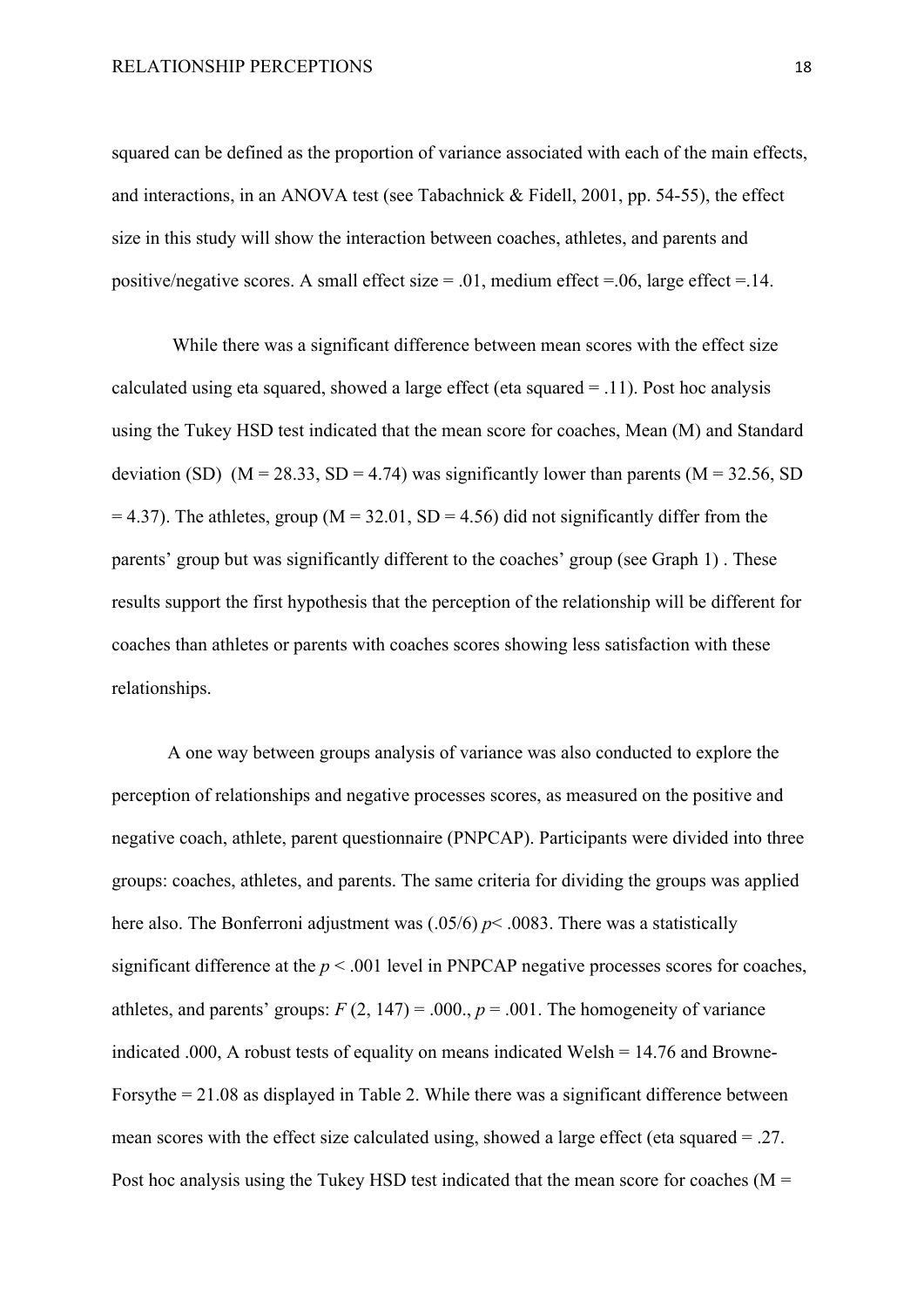squared can be defined as the proportion of variance associated with each of the main effects, and interactions, in an ANOVA test (see Tabachnick & Fidell, 2001, pp. 54-55), the effect size in this study will show the interaction between coaches, athletes, and parents and positive/negative scores. A small effect size = .01, medium effect =.06, large effect =.14.

While there was a significant difference between mean scores with the effect size calculated using eta squared, showed a large effect (eta squared = .11). Post hoc analysis using the Tukey HSD test indicated that the mean score for coaches, Mean (M) and Standard deviation (SD) (M = 28.33, SD = 4.74) was significantly lower than parents (M = 32.56, SD = 4.37). The athletes, group (M = 32.01, SD = 4.56) did not significantly differ from the parents' group but was significantly different to the coaches' group (see Graph 1) . These results support the first hypothesis that the perception of the relationship will be different for coaches than athletes or parents with coaches scores showing less satisfaction with these relationships.

A one way between groups analysis of variance was also conducted to explore the perception of relationships and negative processes scores, as measured on the positive and negative coach, athlete, parent questionnaire (PNPCAP). Participants were divided into three groups: coaches, athletes, and parents. The same criteria for dividing the groups was applied here also. The Bonferroni adjustment was (.05/6) $p < .0083$. There was a statistically significant difference at the $p < .001$ level in PNPCAP negative processes scores for coaches, athletes, and parents' groups: $F$ (2, 147) = .000., $p = .001$. The homogeneity of variance indicated .000, A robust tests of equality on means indicated Welsh = 14.76 and Browne-Forsythe = 21.08 as displayed in Table 2. While there was a significant difference between mean scores with the effect size calculated using, showed a large effect (eta squared = .27. Post hoc analysis using the Tukey HSD test indicated that the mean score for coaches (M =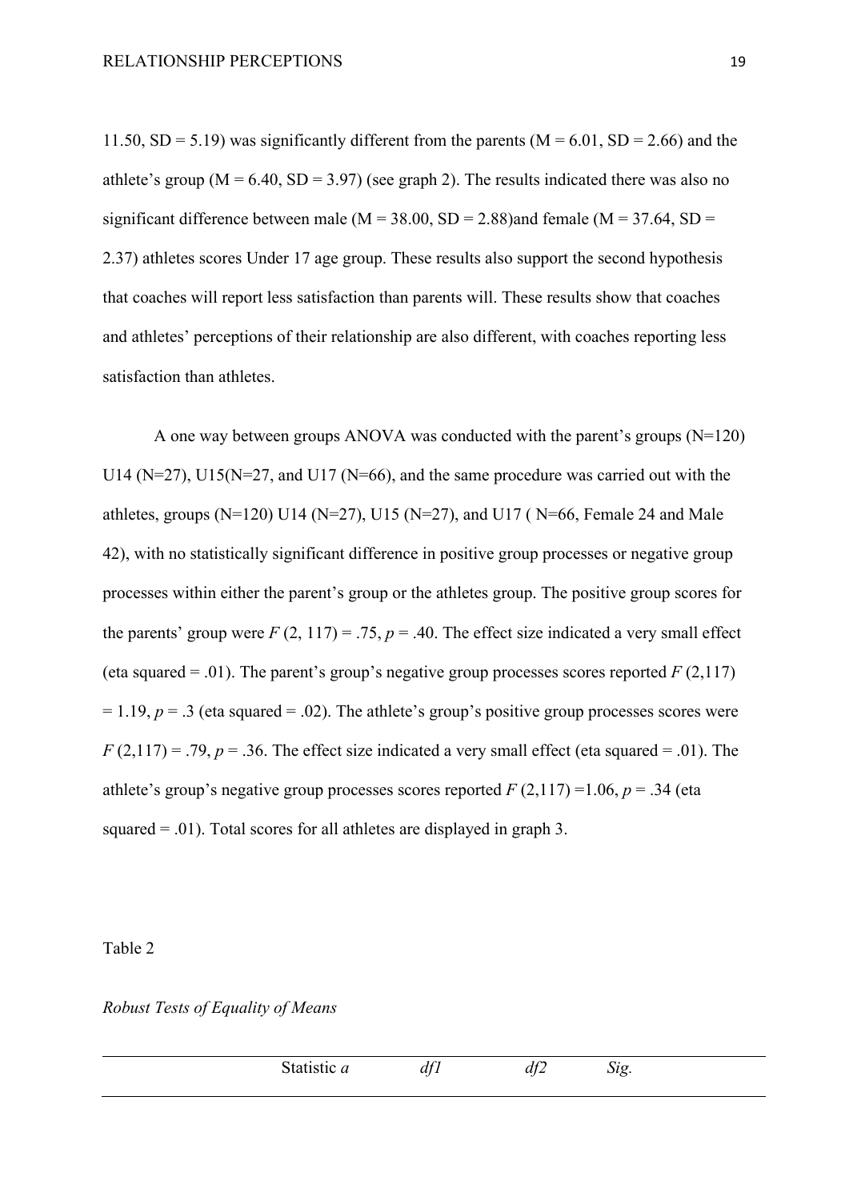11.50, SD = 5.19) was significantly different from the parents (M = 6.01, SD = 2.66) and the athlete's group (M = 6.40, SD = 3.97) (see graph 2). The results indicated there was also no significant difference between male (M = 38.00, SD = 2.88)and female (M = 37.64, SD = 2.37) athletes scores Under 17 age group. These results also support the second hypothesis that coaches will report less satisfaction than parents will. These results show that coaches and athletes' perceptions of their relationship are also different, with coaches reporting less satisfaction than athletes.

A one way between groups ANOVA was conducted with the parent's groups (N=120) U14 (N=27), U15(N=27, and U17 (N=66), and the same procedure was carried out with the athletes, groups (N=120) U14 (N=27), U15 (N=27), and U17 ( N=66, Female 24 and Male 42), with no statistically significant difference in positive group processes or negative group processes within either the parent's group or the athletes group. The positive group scores for the parents' group were $F$ (2, 117) = .75, $p$ = .40. The effect size indicated a very small effect (eta squared = .01). The parent's group's negative group processes scores reported $F$ (2,117) = 1.19, $p$ = .3 (eta squared = .02). The athlete's group's positive group processes scores were $F$ (2,117) = .79, $p$ = .36. The effect size indicated a very small effect (eta squared = .01). The athlete's group's negative group processes scores reported $F$ (2,117) =1.06, $p$ = .34 (eta squared = .01). Total scores for all athletes are displayed in graph 3.

Table 2

*Robust Tests of Equality of Means*

| | Statistic *a* | *df1* | *df2* | *Sig.* |
|---|---|---|---|---|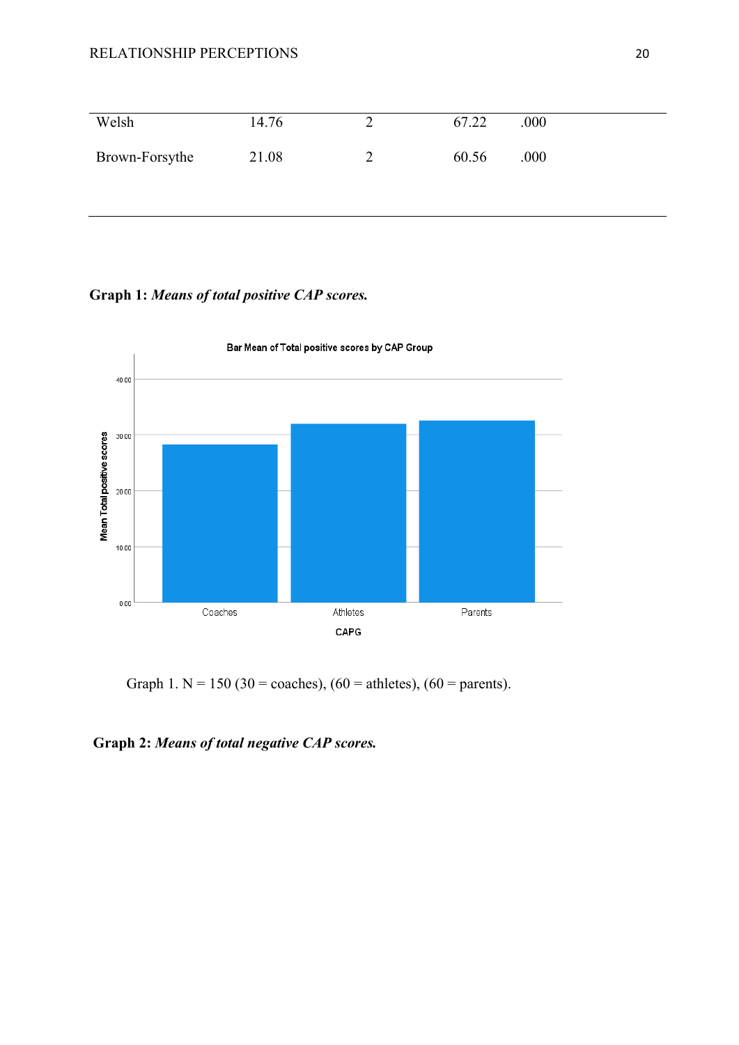| | | | | |
|---|---|---|---|---|
| Welsh | 14.76 | 2 | 67.22 | .000 |
| Brown-Forsythe | 21.08 | 2 | 60.56 | .000 |

**Graph 1:** ***Means of total positive CAP scores.***

Graph 1. N = 150 (30 = coaches), (60 = athletes), (60 = parents).

**Graph 2:** ***Means of total negative CAP scores.***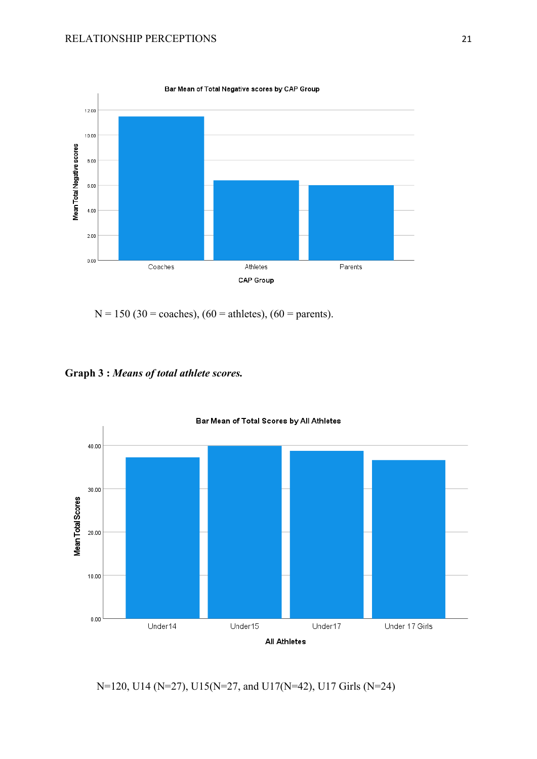N = 150 (30 = coaches), (60 = athletes), (60 = parents).

**Graph 3 :** ***Means of total athlete scores.***

N=120, U14 (N=27), U15(N=27, and U17(N=42), U17 Girls (N=24)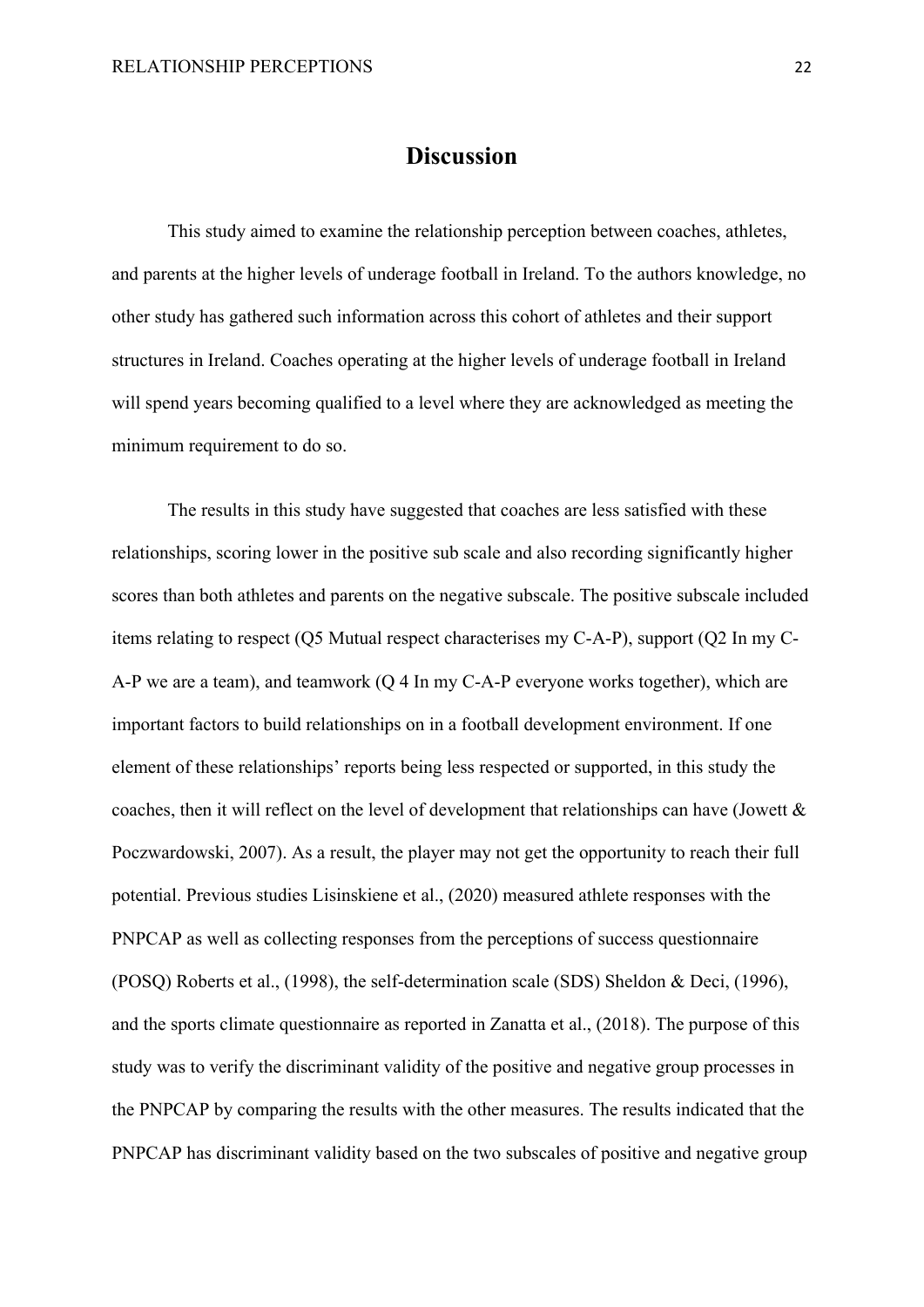# Discussion

This study aimed to examine the relationship perception between coaches, athletes, and parents at the higher levels of underage football in Ireland. To the authors knowledge, no other study has gathered such information across this cohort of athletes and their support structures in Ireland. Coaches operating at the higher levels of underage football in Ireland will spend years becoming qualified to a level where they are acknowledged as meeting the minimum requirement to do so.

The results in this study have suggested that coaches are less satisfied with these relationships, scoring lower in the positive sub scale and also recording significantly higher scores than both athletes and parents on the negative subscale. The positive subscale included items relating to respect (Q5 Mutual respect characterises my C-A-P), support (Q2 In my C-A-P we are a team), and teamwork (Q 4 In my C-A-P everyone works together), which are important factors to build relationships on in a football development environment. If one element of these relationships' reports being less respected or supported, in this study the coaches, then it will reflect on the level of development that relationships can have (Jowett & Poczwardowski, 2007). As a result, the player may not get the opportunity to reach their full potential. Previous studies Lisinskiene et al., (2020) measured athlete responses with the PNPCAP as well as collecting responses from the perceptions of success questionnaire (POSQ) Roberts et al., (1998), the self-determination scale (SDS) Sheldon & Deci, (1996), and the sports climate questionnaire as reported in Zanatta et al., (2018). The purpose of this study was to verify the discriminant validity of the positive and negative group processes in the PNPCAP by comparing the results with the other measures. The results indicated that the PNPCAP has discriminant validity based on the two subscales of positive and negative group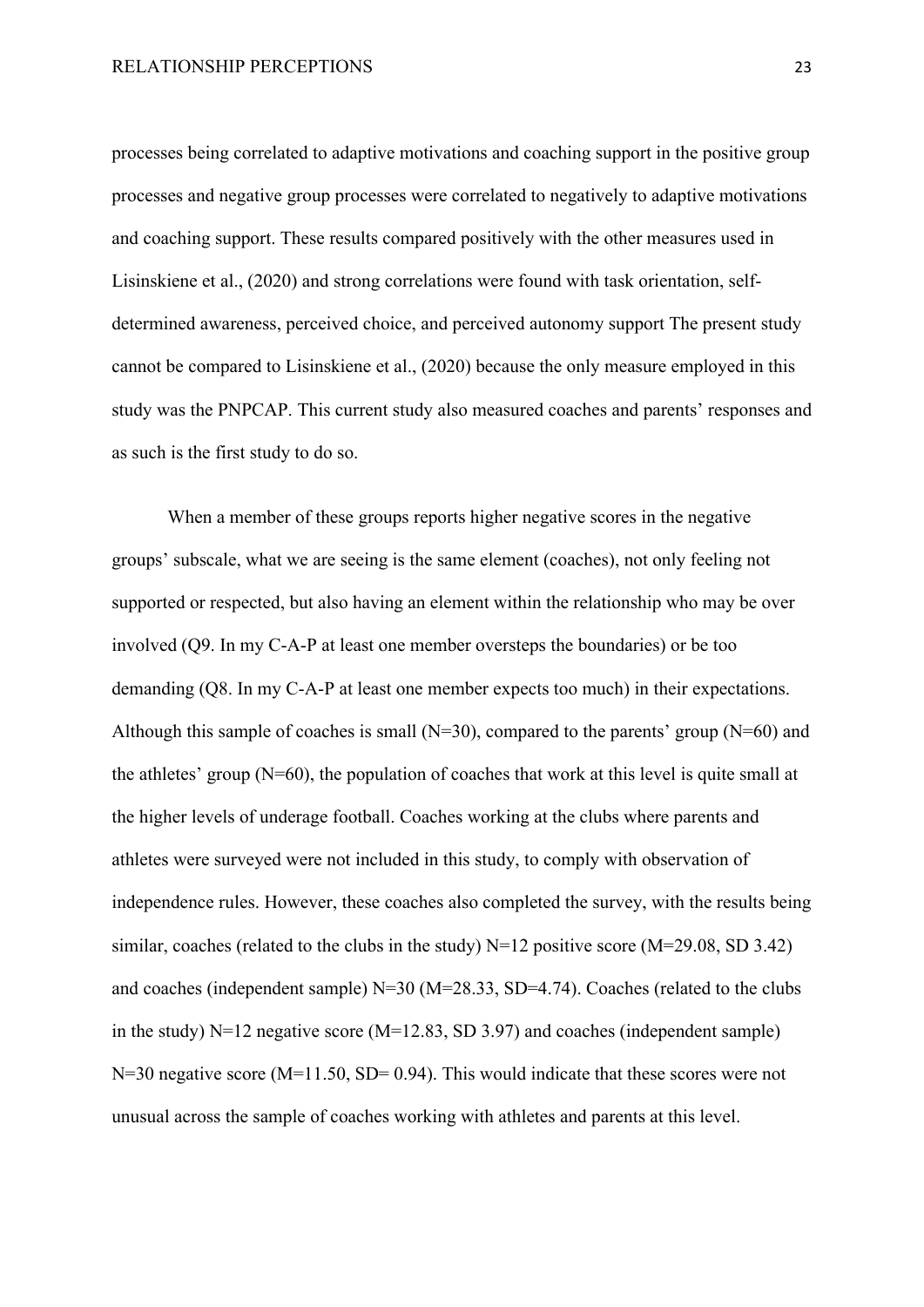processes being correlated to adaptive motivations and coaching support in the positive group processes and negative group processes were correlated to negatively to adaptive motivations and coaching support. These results compared positively with the other measures used in Lisinskiene et al., (2020) and strong correlations were found with task orientation, self-determined awareness, perceived choice, and perceived autonomy support The present study cannot be compared to Lisinskiene et al., (2020) because the only measure employed in this study was the PNPCAP. This current study also measured coaches and parents' responses and as such is the first study to do so.

When a member of these groups reports higher negative scores in the negative groups' subscale, what we are seeing is the same element (coaches), not only feeling not supported or respected, but also having an element within the relationship who may be over involved (Q9. In my C-A-P at least one member oversteps the boundaries) or be too demanding (Q8. In my C-A-P at least one member expects too much) in their expectations. Although this sample of coaches is small (N=30), compared to the parents' group (N=60) and the athletes' group (N=60), the population of coaches that work at this level is quite small at the higher levels of underage football. Coaches working at the clubs where parents and athletes were surveyed were not included in this study, to comply with observation of independence rules. However, these coaches also completed the survey, with the results being similar, coaches (related to the clubs in the study) N=12 positive score (M=29.08, SD 3.42) and coaches (independent sample) N=30 (M=28.33, SD=4.74). Coaches (related to the clubs in the study) N=12 negative score (M=12.83, SD 3.97) and coaches (independent sample) N=30 negative score (M=11.50, SD= 0.94). This would indicate that these scores were not unusual across the sample of coaches working with athletes and parents at this level.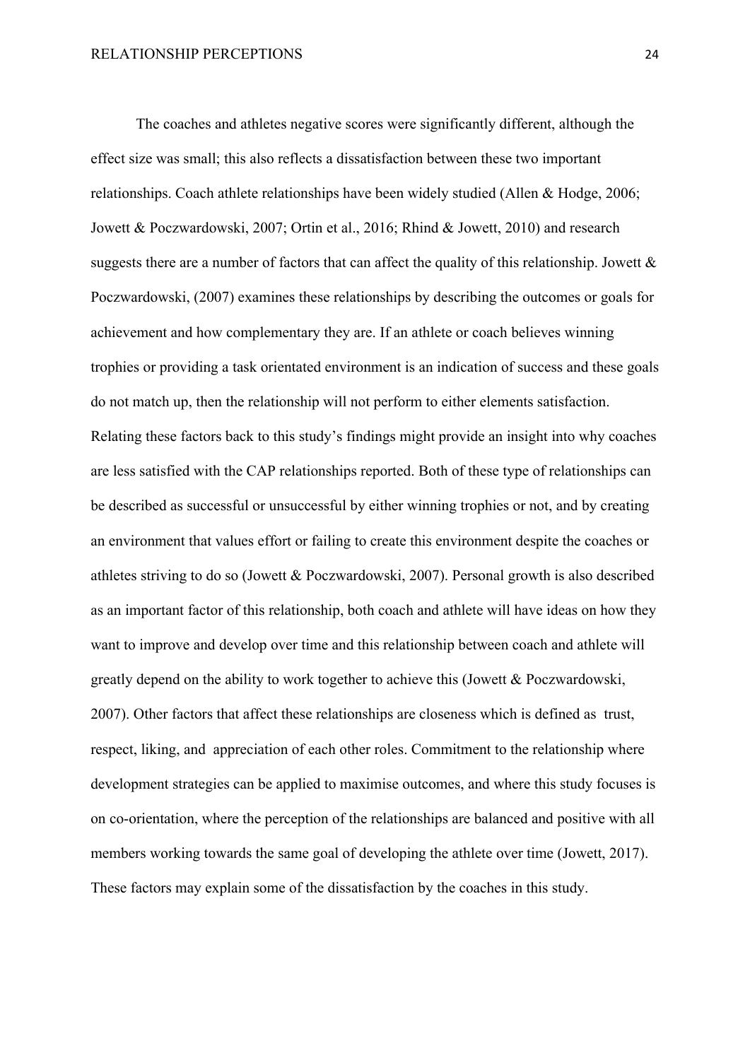The coaches and athletes negative scores were significantly different, although the effect size was small; this also reflects a dissatisfaction between these two important relationships. Coach athlete relationships have been widely studied (Allen & Hodge, 2006; Jowett & Poczwardowski, 2007; Ortin et al., 2016; Rhind & Jowett, 2010) and research suggests there are a number of factors that can affect the quality of this relationship. Jowett & Poczwardowski, (2007) examines these relationships by describing the outcomes or goals for achievement and how complementary they are. If an athlete or coach believes winning trophies or providing a task orientated environment is an indication of success and these goals do not match up, then the relationship will not perform to either elements satisfaction. Relating these factors back to this study's findings might provide an insight into why coaches are less satisfied with the CAP relationships reported. Both of these type of relationships can be described as successful or unsuccessful by either winning trophies or not, and by creating an environment that values effort or failing to create this environment despite the coaches or athletes striving to do so (Jowett & Poczwardowski, 2007). Personal growth is also described as an important factor of this relationship, both coach and athlete will have ideas on how they want to improve and develop over time and this relationship between coach and athlete will greatly depend on the ability to work together to achieve this (Jowett & Poczwardowski, 2007). Other factors that affect these relationships are closeness which is defined as trust, respect, liking, and appreciation of each other roles. Commitment to the relationship where development strategies can be applied to maximise outcomes, and where this study focuses is on co-orientation, where the perception of the relationships are balanced and positive with all members working towards the same goal of developing the athlete over time (Jowett, 2017). These factors may explain some of the dissatisfaction by the coaches in this study.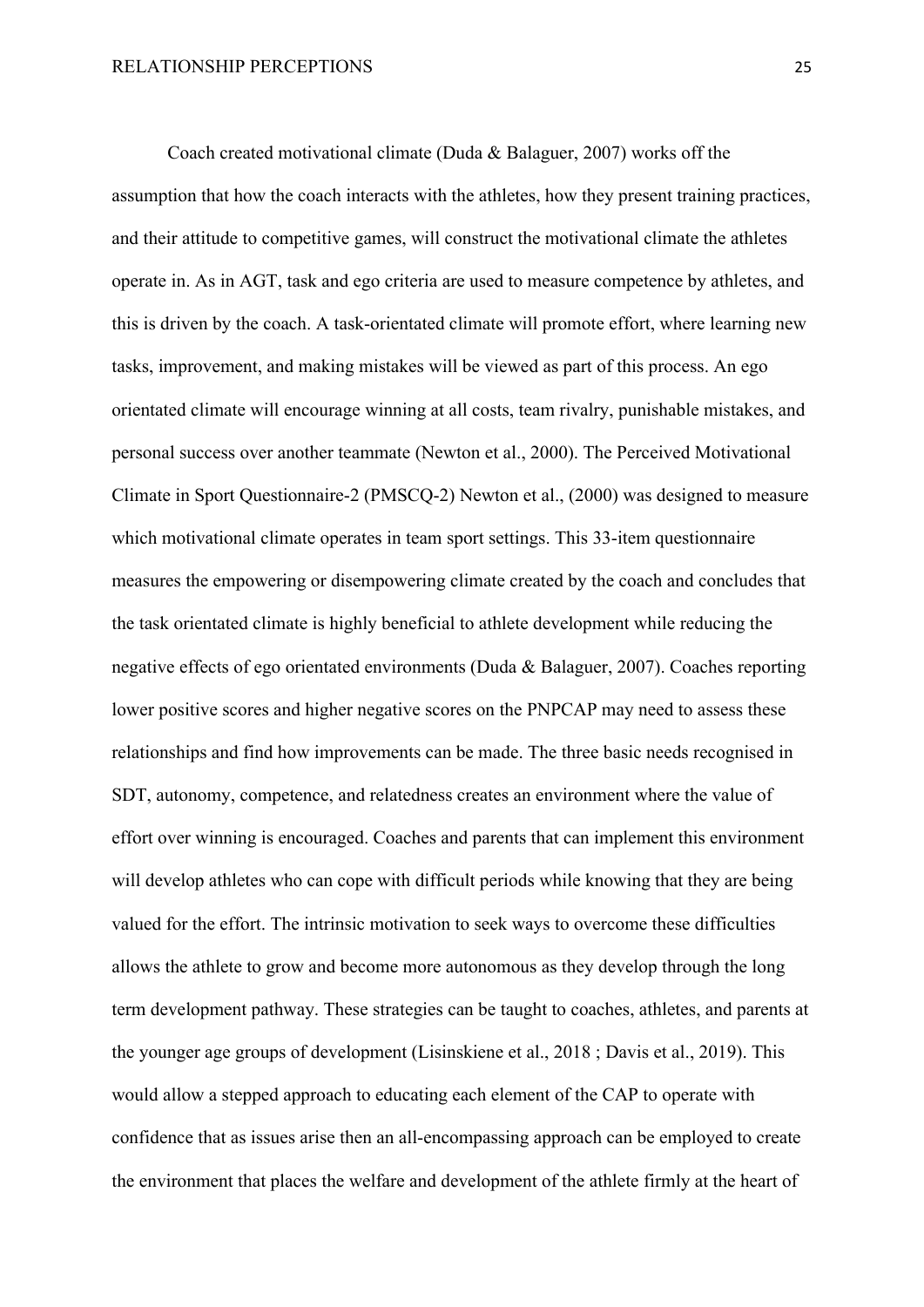Coach created motivational climate (Duda & Balaguer, 2007) works off the assumption that how the coach interacts with the athletes, how they present training practices, and their attitude to competitive games, will construct the motivational climate the athletes operate in. As in AGT, task and ego criteria are used to measure competence by athletes, and this is driven by the coach. A task-orientated climate will promote effort, where learning new tasks, improvement, and making mistakes will be viewed as part of this process. An ego orientated climate will encourage winning at all costs, team rivalry, punishable mistakes, and personal success over another teammate (Newton et al., 2000). The Perceived Motivational Climate in Sport Questionnaire-2 (PMSCQ-2) Newton et al., (2000) was designed to measure which motivational climate operates in team sport settings. This 33-item questionnaire measures the empowering or disempowering climate created by the coach and concludes that the task orientated climate is highly beneficial to athlete development while reducing the negative effects of ego orientated environments (Duda & Balaguer, 2007). Coaches reporting lower positive scores and higher negative scores on the PNPCAP may need to assess these relationships and find how improvements can be made. The three basic needs recognised in SDT, autonomy, competence, and relatedness creates an environment where the value of effort over winning is encouraged. Coaches and parents that can implement this environment will develop athletes who can cope with difficult periods while knowing that they are being valued for the effort. The intrinsic motivation to seek ways to overcome these difficulties allows the athlete to grow and become more autonomous as they develop through the long term development pathway. These strategies can be taught to coaches, athletes, and parents at the younger age groups of development (Lisinskiene et al., 2018 ; Davis et al., 2019). This would allow a stepped approach to educating each element of the CAP to operate with confidence that as issues arise then an all-encompassing approach can be employed to create the environment that places the welfare and development of the athlete firmly at the heart of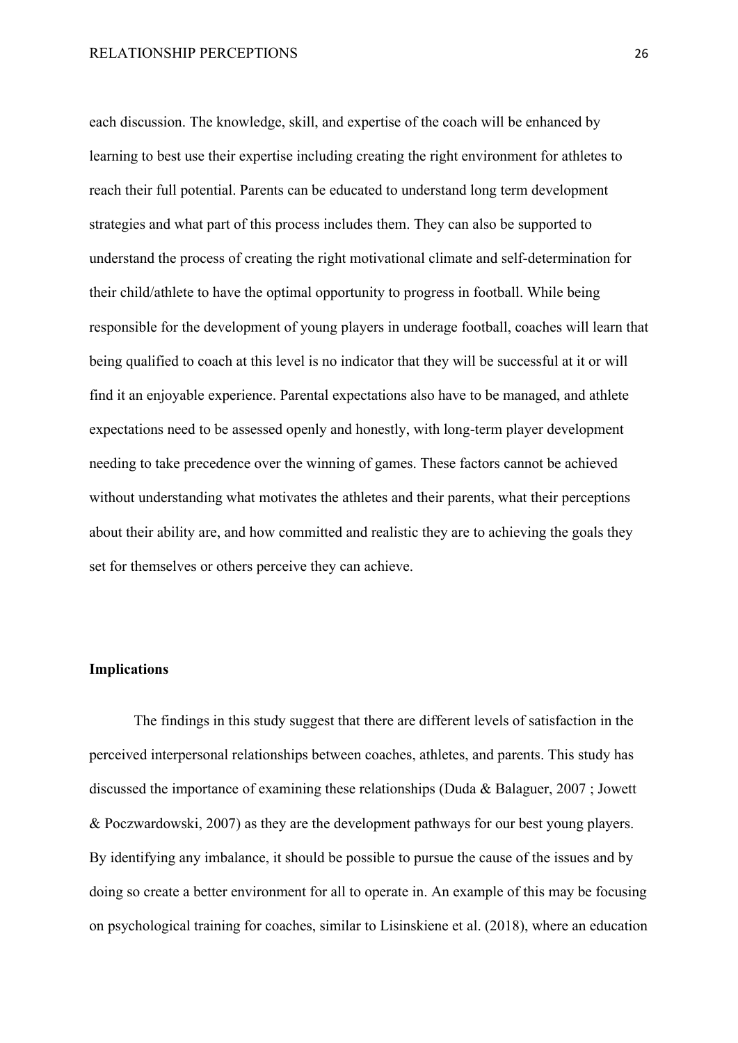each discussion. The knowledge, skill, and expertise of the coach will be enhanced by learning to best use their expertise including creating the right environment for athletes to reach their full potential. Parents can be educated to understand long term development strategies and what part of this process includes them. They can also be supported to understand the process of creating the right motivational climate and self-determination for their child/athlete to have the optimal opportunity to progress in football. While being responsible for the development of young players in underage football, coaches will learn that being qualified to coach at this level is no indicator that they will be successful at it or will find it an enjoyable experience. Parental expectations also have to be managed, and athlete expectations need to be assessed openly and honestly, with long-term player development needing to take precedence over the winning of games. These factors cannot be achieved without understanding what motivates the athletes and their parents, what their perceptions about their ability are, and how committed and realistic they are to achieving the goals they set for themselves or others perceive they can achieve.

**Implications**

The findings in this study suggest that there are different levels of satisfaction in the perceived interpersonal relationships between coaches, athletes, and parents. This study has discussed the importance of examining these relationships (Duda & Balaguer, 2007 ; Jowett & Poczwardowski, 2007) as they are the development pathways for our best young players. By identifying any imbalance, it should be possible to pursue the cause of the issues and by doing so create a better environment for all to operate in. An example of this may be focusing on psychological training for coaches, similar to Lisinskiene et al. (2018), where an education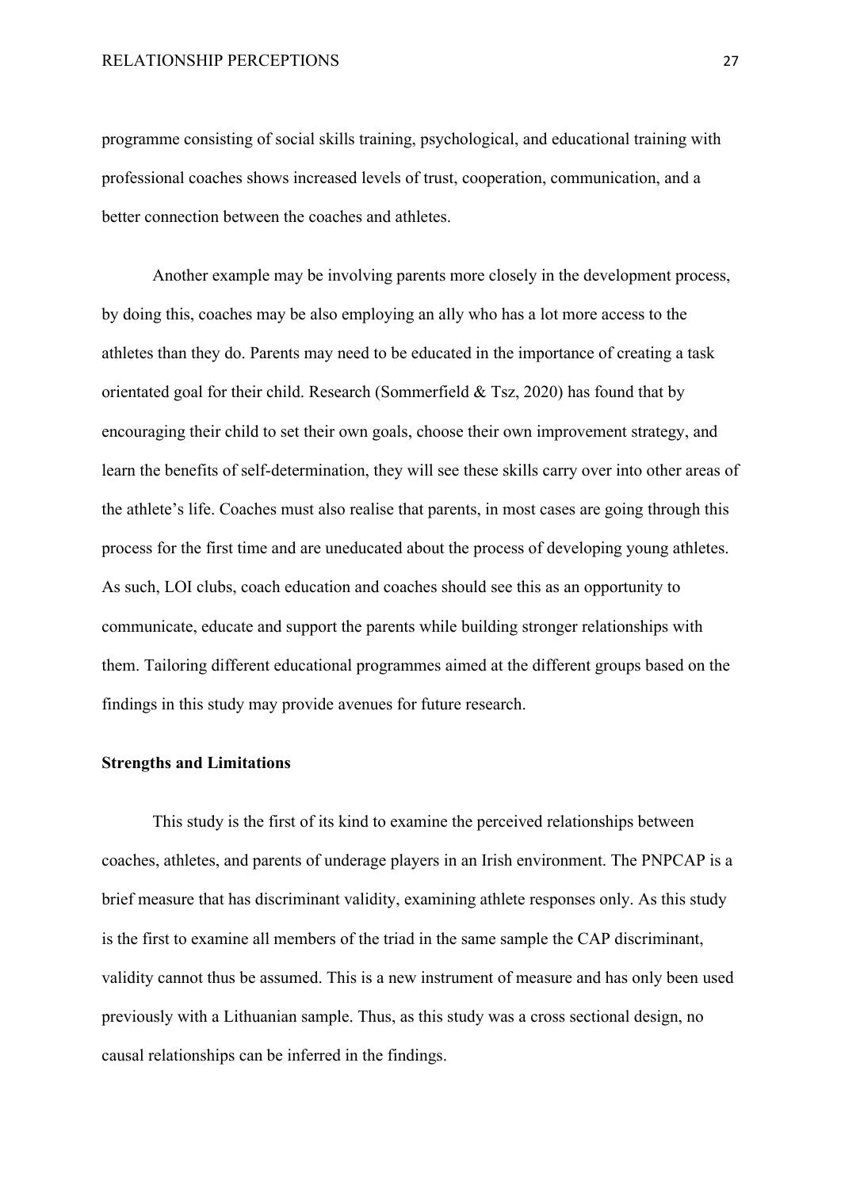programme consisting of social skills training, psychological, and educational training with professional coaches shows increased levels of trust, cooperation, communication, and a better connection between the coaches and athletes.

Another example may be involving parents more closely in the development process, by doing this, coaches may be also employing an ally who has a lot more access to the athletes than they do. Parents may need to be educated in the importance of creating a task orientated goal for their child. Research (Sommerfield & Tsz, 2020) has found that by encouraging their child to set their own goals, choose their own improvement strategy, and learn the benefits of self-determination, they will see these skills carry over into other areas of the athlete's life. Coaches must also realise that parents, in most cases are going through this process for the first time and are uneducated about the process of developing young athletes. As such, LOI clubs, coach education and coaches should see this as an opportunity to communicate, educate and support the parents while building stronger relationships with them. Tailoring different educational programmes aimed at the different groups based on the findings in this study may provide avenues for future research.

**Strengths and Limitations**

This study is the first of its kind to examine the perceived relationships between coaches, athletes, and parents of underage players in an Irish environment. The PNPCAP is a brief measure that has discriminant validity, examining athlete responses only. As this study is the first to examine all members of the triad in the same sample the CAP discriminant, validity cannot thus be assumed. This is a new instrument of measure and has only been used previously with a Lithuanian sample. Thus, as this study was a cross sectional design, no causal relationships can be inferred in the findings.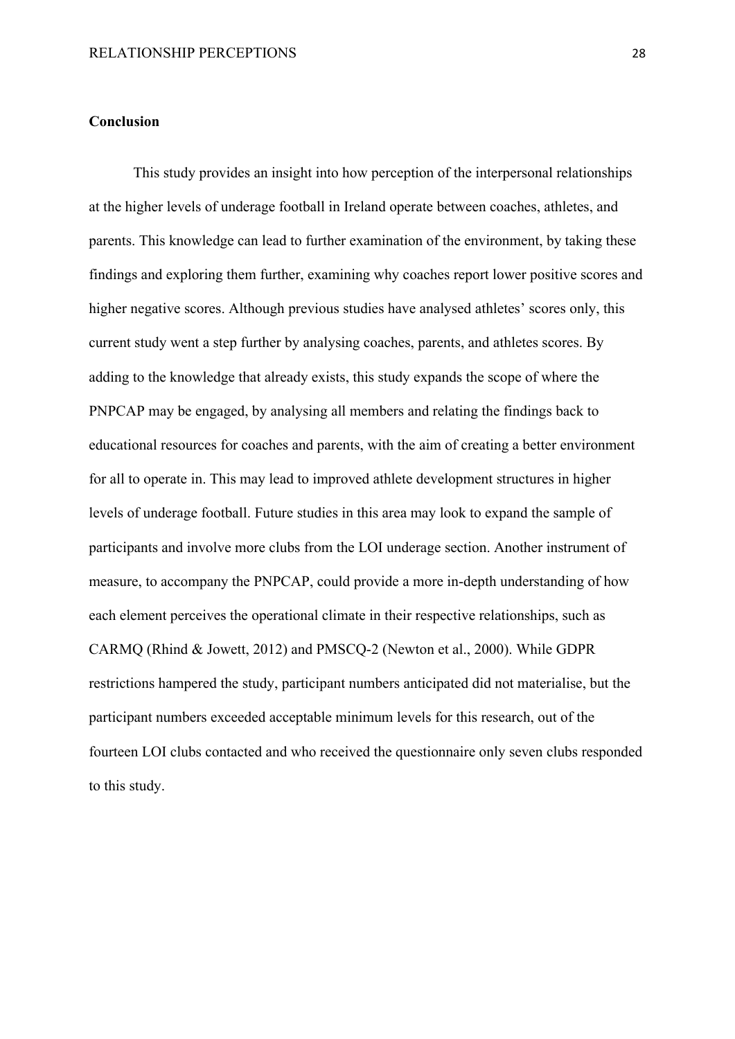**Conclusion**

This study provides an insight into how perception of the interpersonal relationships at the higher levels of underage football in Ireland operate between coaches, athletes, and parents. This knowledge can lead to further examination of the environment, by taking these findings and exploring them further, examining why coaches report lower positive scores and higher negative scores. Although previous studies have analysed athletes' scores only, this current study went a step further by analysing coaches, parents, and athletes scores. By adding to the knowledge that already exists, this study expands the scope of where the PNPCAP may be engaged, by analysing all members and relating the findings back to educational resources for coaches and parents, with the aim of creating a better environment for all to operate in. This may lead to improved athlete development structures in higher levels of underage football. Future studies in this area may look to expand the sample of participants and involve more clubs from the LOI underage section. Another instrument of measure, to accompany the PNPCAP, could provide a more in-depth understanding of how each element perceives the operational climate in their respective relationships, such as CARMQ (Rhind & Jowett, 2012) and PMSCQ-2 (Newton et al., 2000). While GDPR restrictions hampered the study, participant numbers anticipated did not materialise, but the participant numbers exceeded acceptable minimum levels for this research, out of the fourteen LOI clubs contacted and who received the questionnaire only seven clubs responded to this study.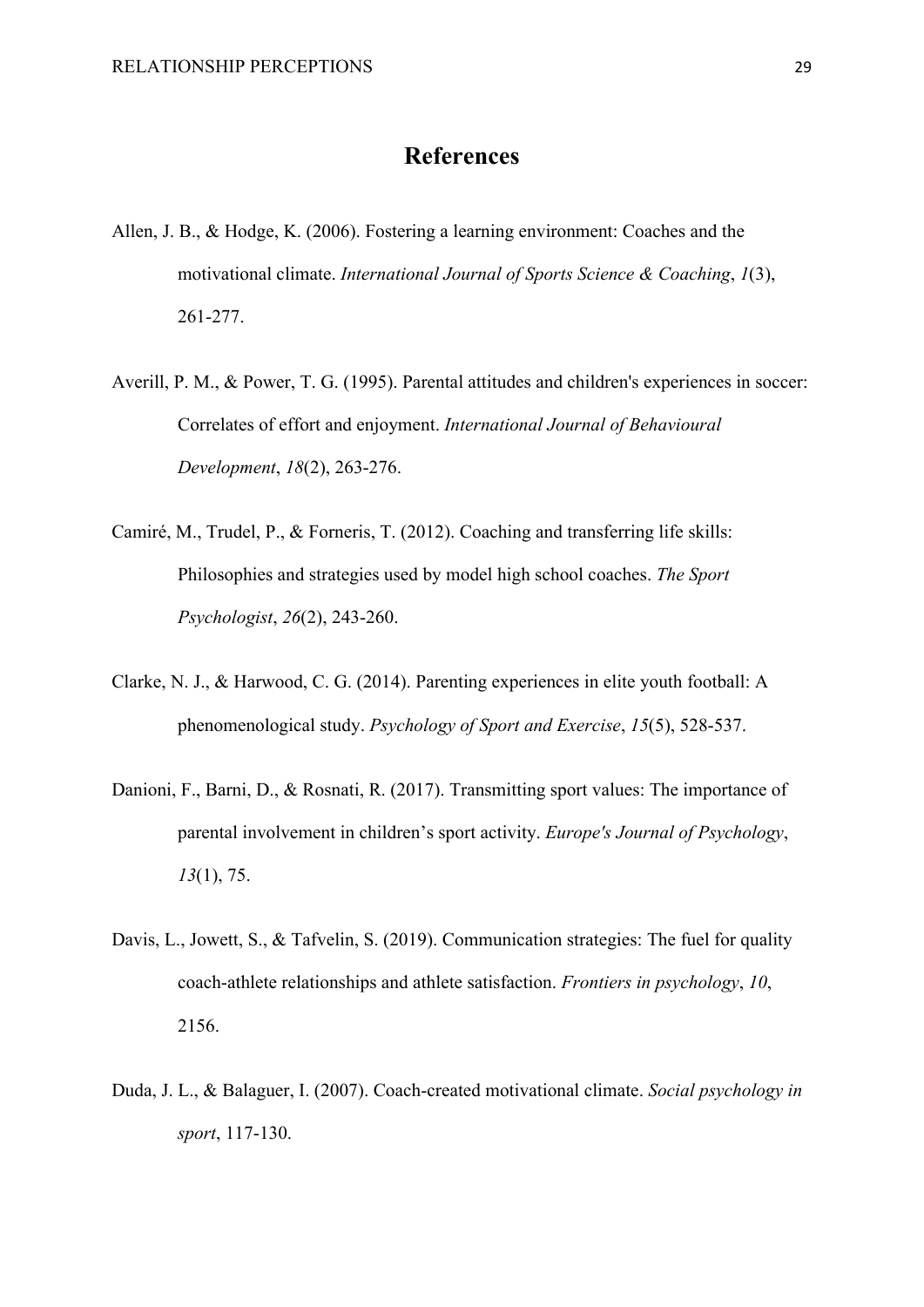# References

Allen, J. B., & Hodge, K. (2006). Fostering a learning environment: Coaches and the motivational climate. *International Journal of Sports Science & Coaching*, *1*(3), 261-277.

Averill, P. M., & Power, T. G. (1995). Parental attitudes and children's experiences in soccer: Correlates of effort and enjoyment. *International Journal of Behavioural Development*, *18*(2), 263-276.

Camiré, M., Trudel, P., & Forneris, T. (2012). Coaching and transferring life skills: Philosophies and strategies used by model high school coaches. *The Sport Psychologist*, *26*(2), 243-260.

Clarke, N. J., & Harwood, C. G. (2014). Parenting experiences in elite youth football: A phenomenological study. *Psychology of Sport and Exercise*, *15*(5), 528-537.

Danioni, F., Barni, D., & Rosnati, R. (2017). Transmitting sport values: The importance of parental involvement in children's sport activity. *Europe's Journal of Psychology*, *13*(1), 75.

Davis, L., Jowett, S., & Tafvelin, S. (2019). Communication strategies: The fuel for quality coach-athlete relationships and athlete satisfaction. *Frontiers in psychology*, *10*, 2156.

Duda, J. L., & Balaguer, I. (2007). Coach-created motivational climate. *Social psychology in sport*, 117-130.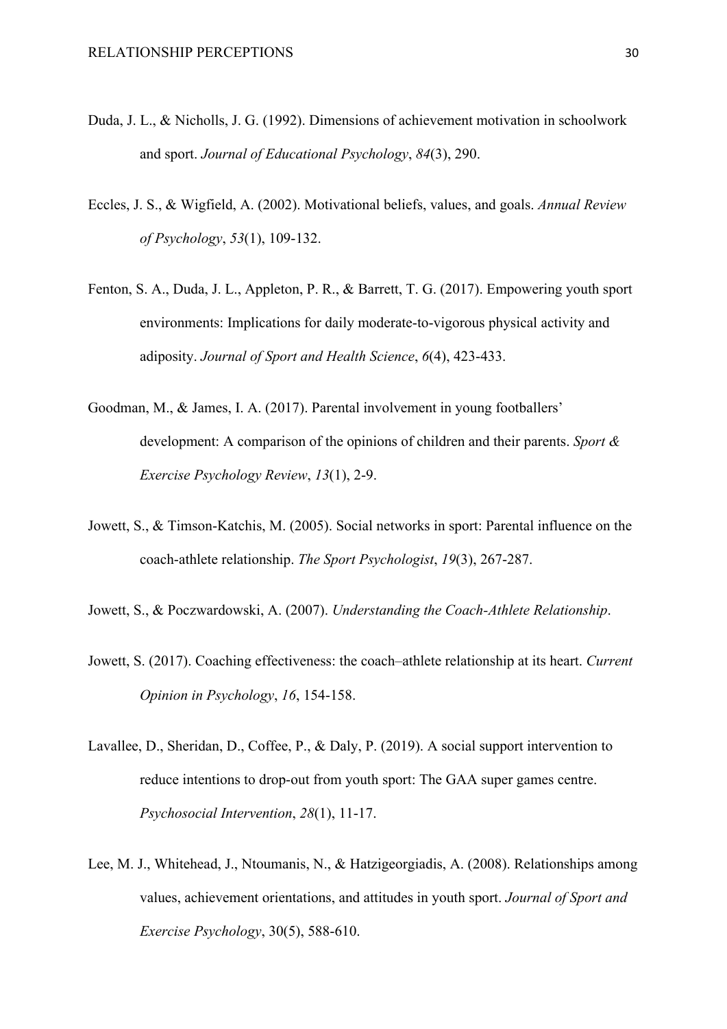Duda, J. L., & Nicholls, J. G. (1992). Dimensions of achievement motivation in schoolwork and sport. *Journal of Educational Psychology*, *84*(3), 290.

Eccles, J. S., & Wigfield, A. (2002). Motivational beliefs, values, and goals. *Annual Review of Psychology*, *53*(1), 109-132.

Fenton, S. A., Duda, J. L., Appleton, P. R., & Barrett, T. G. (2017). Empowering youth sport environments: Implications for daily moderate-to-vigorous physical activity and adiposity. *Journal of Sport and Health Science*, *6*(4), 423-433.

Goodman, M., & James, I. A. (2017). Parental involvement in young footballers' development: A comparison of the opinions of children and their parents. *Sport & Exercise Psychology Review*, *13*(1), 2-9.

Jowett, S., & Timson-Katchis, M. (2005). Social networks in sport: Parental influence on the coach-athlete relationship. *The Sport Psychologist*, *19*(3), 267-287.

Jowett, S., & Poczwardowski, A. (2007). *Understanding the Coach-Athlete Relationship*.

Jowett, S. (2017). Coaching effectiveness: the coach–athlete relationship at its heart. *Current Opinion in Psychology*, *16*, 154-158.

Lavallee, D., Sheridan, D., Coffee, P., & Daly, P. (2019). A social support intervention to reduce intentions to drop-out from youth sport: The GAA super games centre. *Psychosocial Intervention*, *28*(1), 11-17.

Lee, M. J., Whitehead, J., Ntoumanis, N., & Hatzigeorgiadis, A. (2008). Relationships among values, achievement orientations, and attitudes in youth sport. *Journal of Sport and Exercise Psychology*, 30(5), 588-610.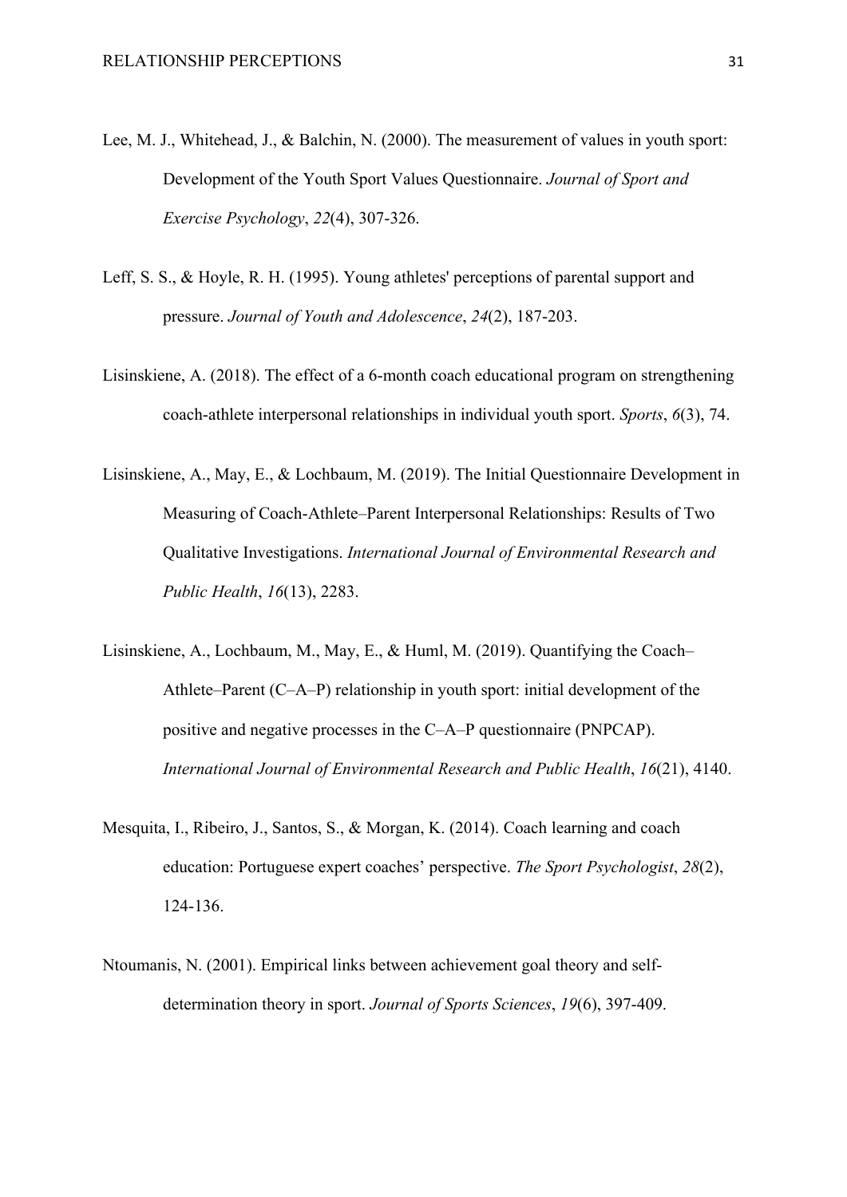Lee, M. J., Whitehead, J., & Balchin, N. (2000). The measurement of values in youth sport: Development of the Youth Sport Values Questionnaire. *Journal of Sport and Exercise Psychology*, *22*(4), 307-326.

Leff, S. S., & Hoyle, R. H. (1995). Young athletes' perceptions of parental support and pressure. *Journal of Youth and Adolescence*, *24*(2), 187-203.

Lisinskiene, A. (2018). The effect of a 6-month coach educational program on strengthening coach-athlete interpersonal relationships in individual youth sport. *Sports*, *6*(3), 74.

Lisinskiene, A., May, E., & Lochbaum, M. (2019). The Initial Questionnaire Development in Measuring of Coach-Athlete–Parent Interpersonal Relationships: Results of Two Qualitative Investigations. *International Journal of Environmental Research and Public Health*, *16*(13), 2283.

Lisinskiene, A., Lochbaum, M., May, E., & Huml, M. (2019). Quantifying the Coach–Athlete–Parent (C–A–P) relationship in youth sport: initial development of the positive and negative processes in the C–A–P questionnaire (PNPCAP). *International Journal of Environmental Research and Public Health*, *16*(21), 4140.

Mesquita, I., Ribeiro, J., Santos, S., & Morgan, K. (2014). Coach learning and coach education: Portuguese expert coaches' perspective. *The Sport Psychologist*, *28*(2), 124-136.

Ntoumanis, N. (2001). Empirical links between achievement goal theory and self-determination theory in sport. *Journal of Sports Sciences*, *19*(6), 397-409.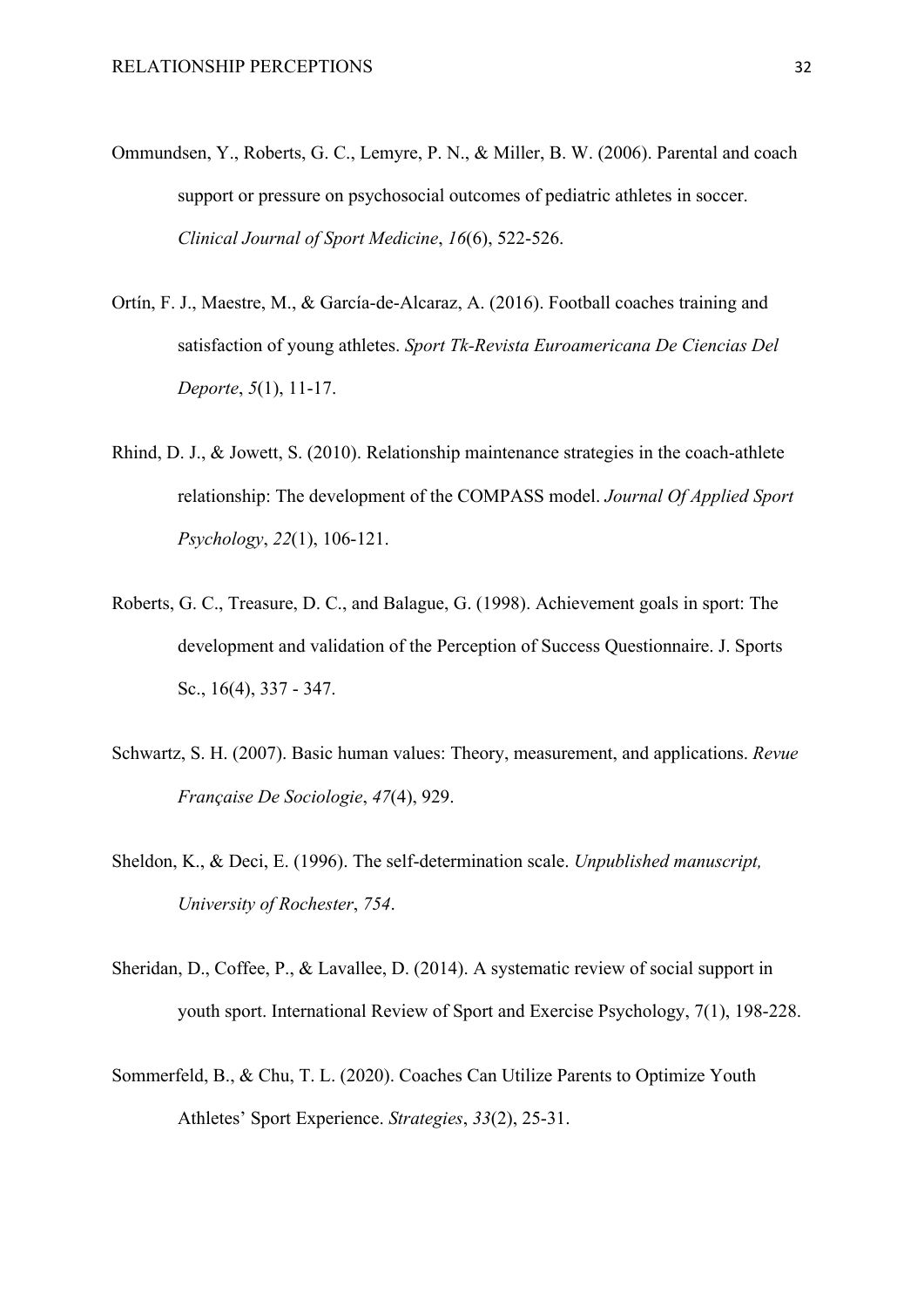Ommundsen, Y., Roberts, G. C., Lemyre, P. N., & Miller, B. W. (2006). Parental and coach support or pressure on psychosocial outcomes of pediatric athletes in soccer. *Clinical Journal of Sport Medicine*, *16*(6), 522-526.

Ortín, F. J., Maestre, M., & García-de-Alcaraz, A. (2016). Football coaches training and satisfaction of young athletes. *Sport Tk-Revista Euroamericana De Ciencias Del Deporte*, *5*(1), 11-17.

Rhind, D. J., & Jowett, S. (2010). Relationship maintenance strategies in the coach-athlete relationship: The development of the COMPASS model. *Journal Of Applied Sport Psychology*, *22*(1), 106-121.

Roberts, G. C., Treasure, D. C., and Balague, G. (1998). Achievement goals in sport: The development and validation of the Perception of Success Questionnaire. J. Sports Sc., 16(4), 337 - 347.

Schwartz, S. H. (2007). Basic human values: Theory, measurement, and applications. *Revue Française De Sociologie*, *47*(4), 929.

Sheldon, K., & Deci, E. (1996). The self-determination scale. *Unpublished manuscript, University of Rochester*, *754*.

Sheridan, D., Coffee, P., & Lavallee, D. (2014). A systematic review of social support in youth sport. International Review of Sport and Exercise Psychology, 7(1), 198-228.

Sommerfeld, B., & Chu, T. L. (2020). Coaches Can Utilize Parents to Optimize Youth Athletes' Sport Experience. *Strategies*, *33*(2), 25-31.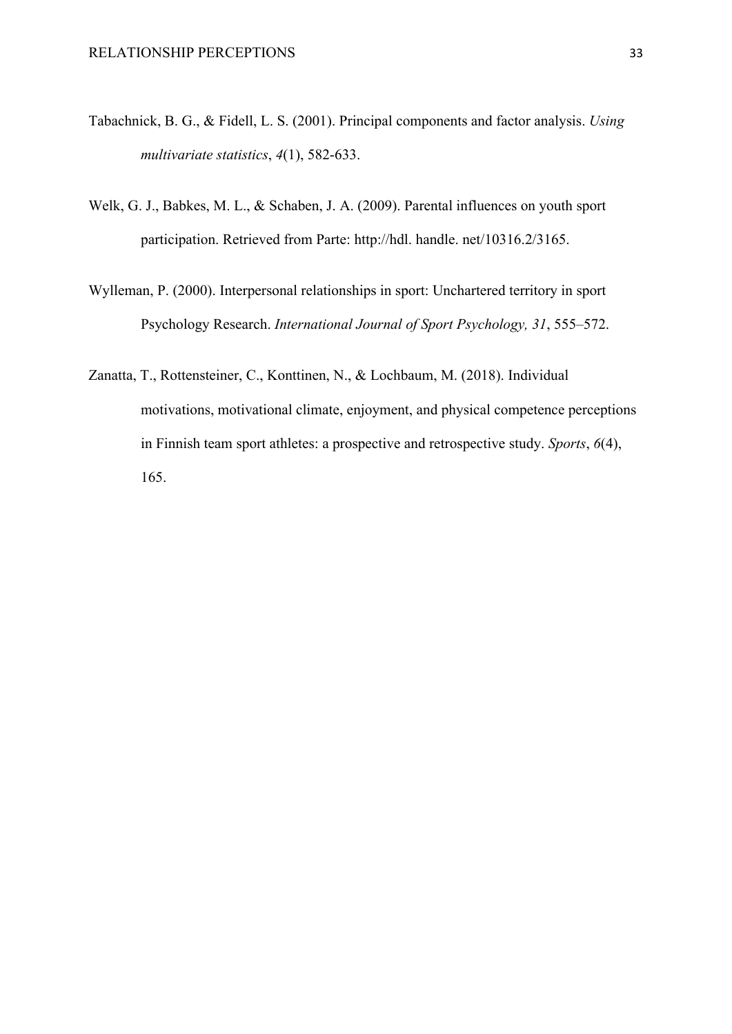Tabachnick, B. G., & Fidell, L. S. (2001). Principal components and factor analysis. *Using multivariate statistics*, *4*(1), 582-633.

Welk, G. J., Babkes, M. L., & Schaben, J. A. (2009). Parental influences on youth sport participation. Retrieved from Parte: http://hdl. handle. net/10316.2/3165.

Wylleman, P. (2000). Interpersonal relationships in sport: Unchartered territory in sport Psychology Research. *International Journal of Sport Psychology, 31*, 555–572.

Zanatta, T., Rottensteiner, C., Konttinen, N., & Lochbaum, M. (2018). Individual motivations, motivational climate, enjoyment, and physical competence perceptions in Finnish team sport athletes: a prospective and retrospective study. *Sports*, *6*(4), 165.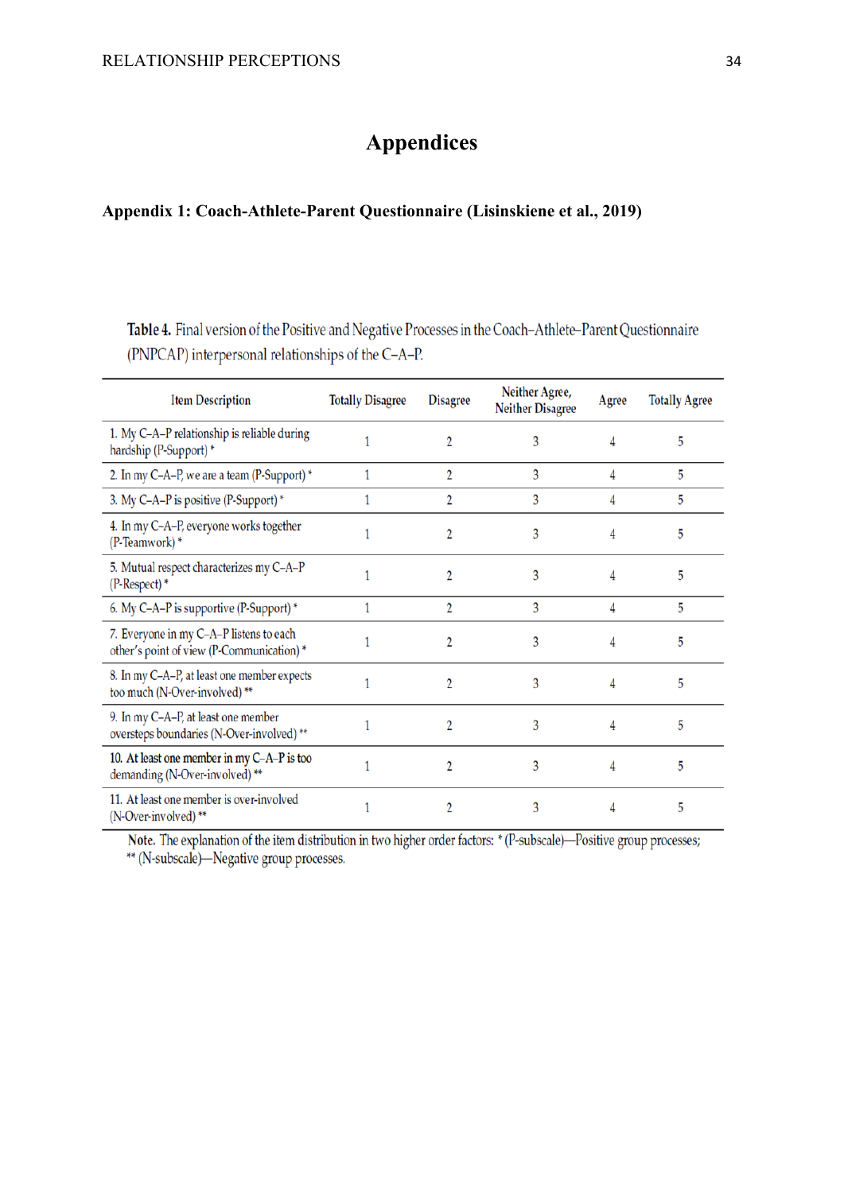# Appendices

### Appendix 1: Coach-Athlete-Parent Questionnaire (Lisinskiene et al., 2019)

**Table 4.** Final version of the Positive and Negative Processes in the Coach–Athlete–Parent Questionnaire (PNPCAP) interpersonal relationships of the C–A–P.

| Item Description | Totally Disagree | Disagree | Neither Agree, Neither Disagree | Agree | Totally Agree |
|---|---|---|---|---|---|
| 1. My C–A–P relationship is reliable during hardship (P-Support) * | 1 | 2 | 3 | 4 | 5 |
| 2. In my C–A–P, we are a team (P-Support) * | 1 | 2 | 3 | 4 | 5 |
| 3. My C–A–P is positive (P-Support) * | 1 | 2 | 3 | 4 | 5 |
| 4. In my C–A–P, everyone works together (P-Teamwork) * | 1 | 2 | 3 | 4 | 5 |
| 5. Mutual respect characterizes my C–A–P (P-Respect) * | 1 | 2 | 3 | 4 | 5 |
| 6. My C–A–P is supportive (P-Support) * | 1 | 2 | 3 | 4 | 5 |
| 7. Everyone in my C–A–P listens to each other's point of view (P-Communication) * | 1 | 2 | 3 | 4 | 5 |
| 8. In my C–A–P, at least one member expects too much (N-Over-involved) ** | 1 | 2 | 3 | 4 | 5 |
| 9. In my C–A–P, at least one member oversteps boundaries (N-Over-involved) ** | 1 | 2 | 3 | 4 | 5 |
| 10. At least one member in my C–A–P is too demanding (N-Over-involved) ** | 1 | 2 | 3 | 4 | 5 |
| 11. At least one member is over-involved (N-Over-involved) ** | 1 | 2 | 3 | 4 | 5 |

**Note.** The explanation of the item distribution in two higher order factors: * (P-subscale)—Positive group processes; ** (N-subscale)—Negative group processes.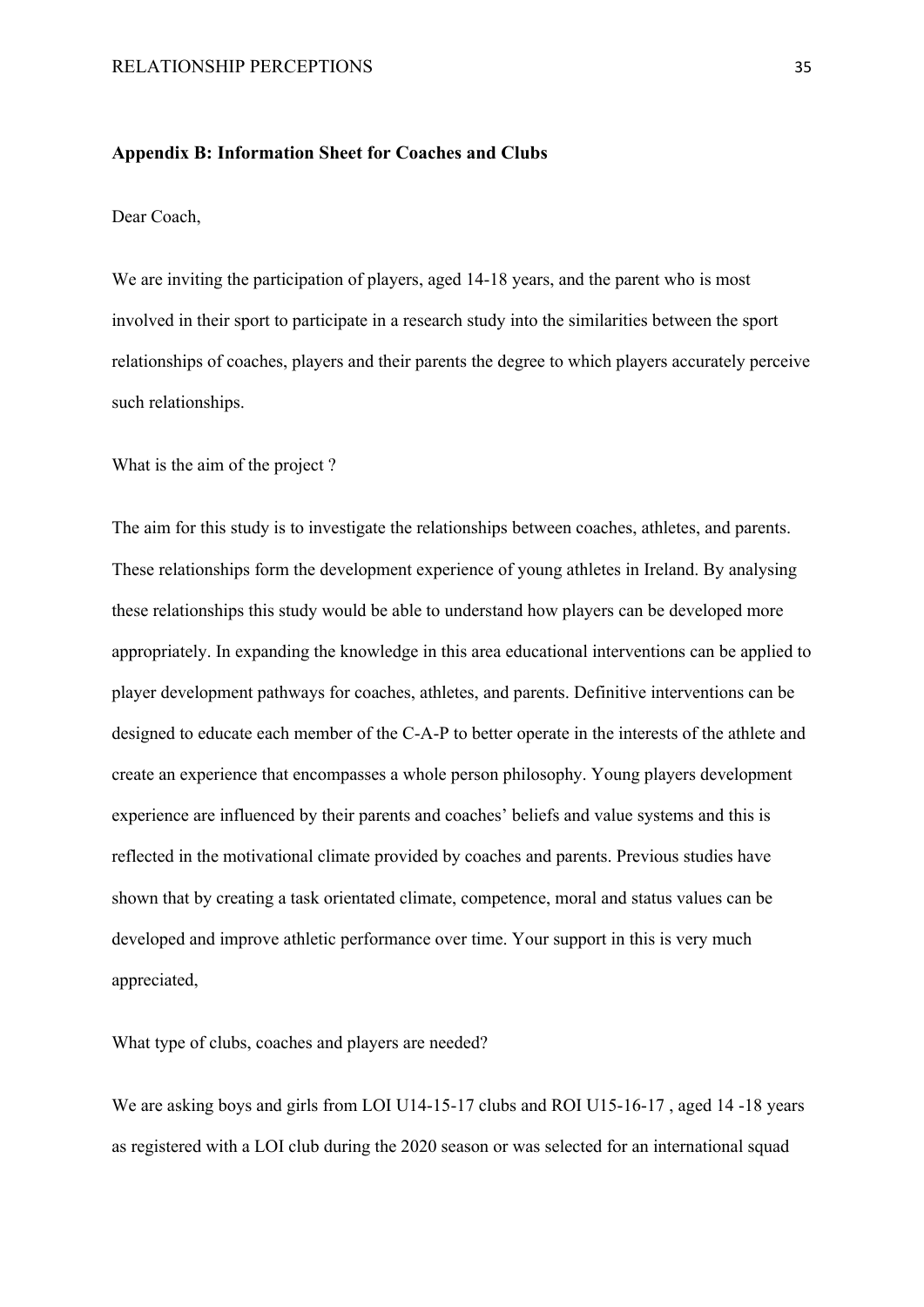**Appendix B: Information Sheet for Coaches and Clubs**

Dear Coach,

We are inviting the participation of players, aged 14-18 years, and the parent who is most involved in their sport to participate in a research study into the similarities between the sport relationships of coaches, players and their parents the degree to which players accurately perceive such relationships.

What is the aim of the project ?

The aim for this study is to investigate the relationships between coaches, athletes, and parents. These relationships form the development experience of young athletes in Ireland. By analysing these relationships this study would be able to understand how players can be developed more appropriately. In expanding the knowledge in this area educational interventions can be applied to player development pathways for coaches, athletes, and parents. Definitive interventions can be designed to educate each member of the C-A-P to better operate in the interests of the athlete and create an experience that encompasses a whole person philosophy. Young players development experience are influenced by their parents and coaches' beliefs and value systems and this is reflected in the motivational climate provided by coaches and parents. Previous studies have shown that by creating a task orientated climate, competence, moral and status values can be developed and improve athletic performance over time. Your support in this is very much appreciated,

What type of clubs, coaches and players are needed?

We are asking boys and girls from LOI U14-15-17 clubs and ROI U15-16-17 , aged 14 -18 years as registered with a LOI club during the 2020 season or was selected for an international squad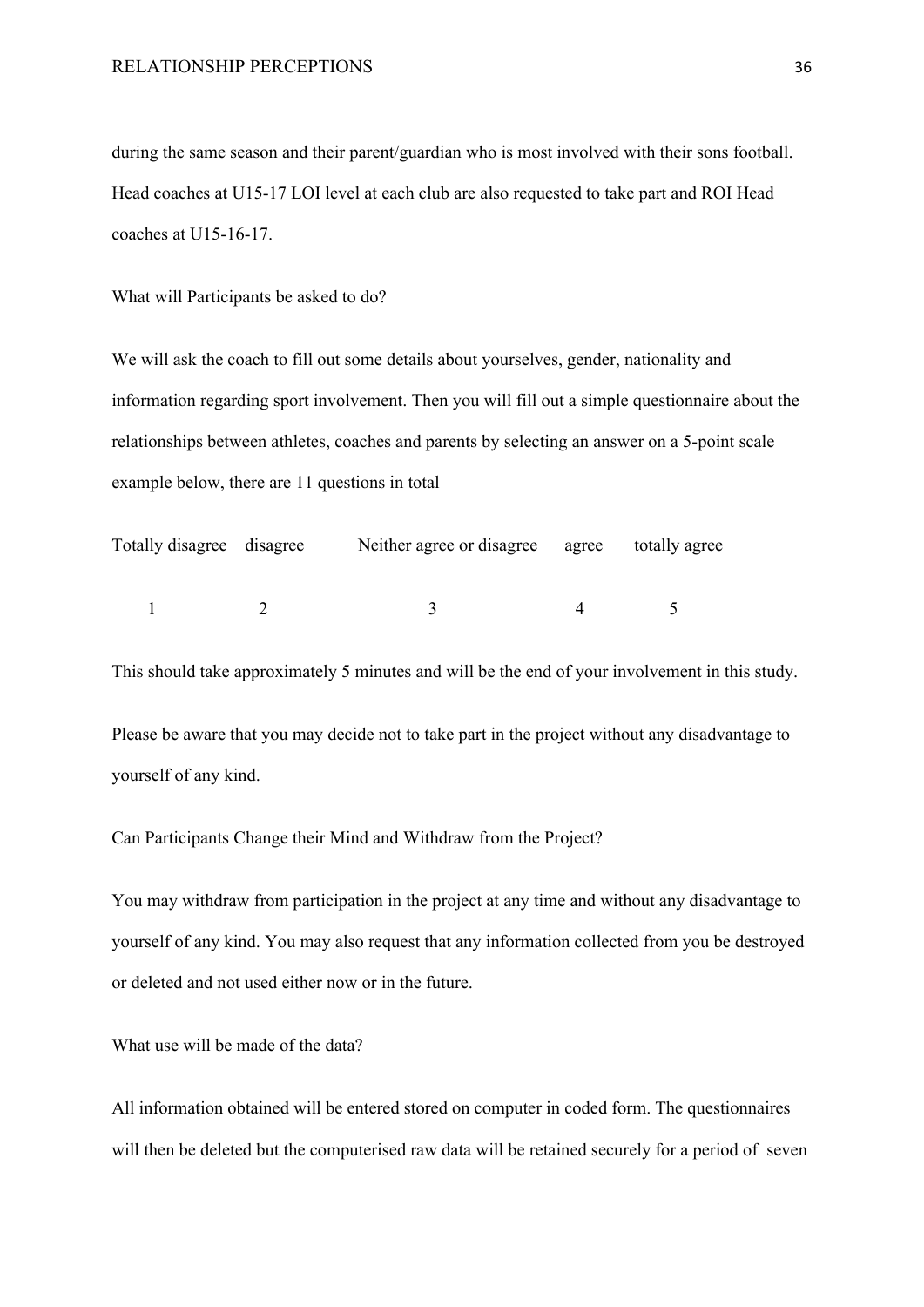during the same season and their parent/guardian who is most involved with their sons football. Head coaches at U15-17 LOI level at each club are also requested to take part and ROI Head coaches at U15-16-17.

What will Participants be asked to do?

We will ask the coach to fill out some details about yourselves, gender, nationality and information regarding sport involvement. Then you will fill out a simple questionnaire about the relationships between athletes, coaches and parents by selecting an answer on a 5-point scale example below, there are 11 questions in total

| Totally disagree | disagree | Neither agree or disagree | agree | totally agree |
|---|---|---|---|---|
| 1 | 2 | 3 | 4 | 5 |

This should take approximately 5 minutes and will be the end of your involvement in this study.

Please be aware that you may decide not to take part in the project without any disadvantage to yourself of any kind.

Can Participants Change their Mind and Withdraw from the Project?

You may withdraw from participation in the project at any time and without any disadvantage to yourself of any kind. You may also request that any information collected from you be destroyed or deleted and not used either now or in the future.

What use will be made of the data?

All information obtained will be entered stored on computer in coded form. The questionnaires will then be deleted but the computerised raw data will be retained securely for a period of seven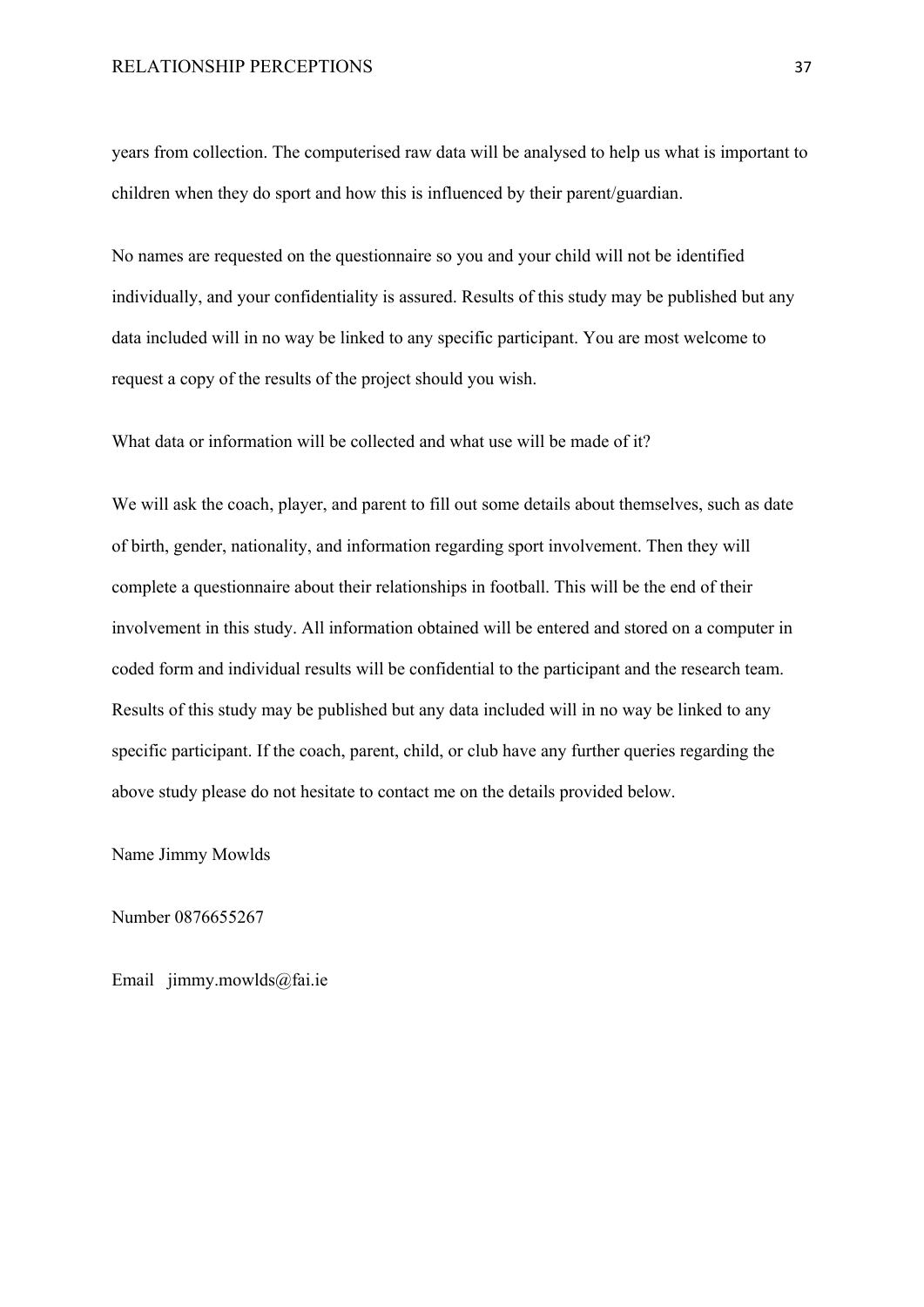years from collection. The computerised raw data will be analysed to help us what is important to children when they do sport and how this is influenced by their parent/guardian.

No names are requested on the questionnaire so you and your child will not be identified individually, and your confidentiality is assured. Results of this study may be published but any data included will in no way be linked to any specific participant. You are most welcome to request a copy of the results of the project should you wish.

What data or information will be collected and what use will be made of it?

We will ask the coach, player, and parent to fill out some details about themselves, such as date of birth, gender, nationality, and information regarding sport involvement. Then they will complete a questionnaire about their relationships in football. This will be the end of their involvement in this study. All information obtained will be entered and stored on a computer in coded form and individual results will be confidential to the participant and the research team. Results of this study may be published but any data included will in no way be linked to any specific participant. If the coach, parent, child, or club have any further queries regarding the above study please do not hesitate to contact me on the details provided below.

Name Jimmy Mowlds

Number 0876655267

Email jimmy.mowlds@fai.ie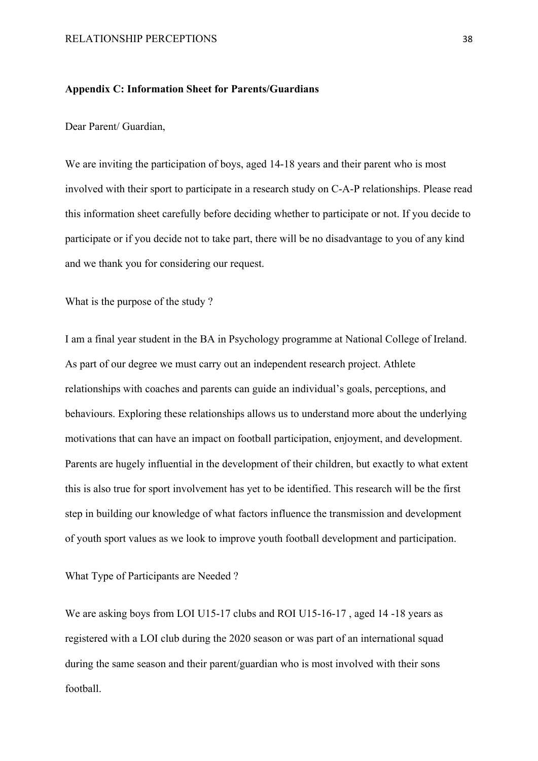**Appendix C: Information Sheet for Parents/Guardians**

Dear Parent/ Guardian,

We are inviting the participation of boys, aged 14-18 years and their parent who is most involved with their sport to participate in a research study on C-A-P relationships. Please read this information sheet carefully before deciding whether to participate or not. If you decide to participate or if you decide not to take part, there will be no disadvantage to you of any kind and we thank you for considering our request.

What is the purpose of the study ?

I am a final year student in the BA in Psychology programme at National College of Ireland. As part of our degree we must carry out an independent research project. Athlete relationships with coaches and parents can guide an individual's goals, perceptions, and behaviours. Exploring these relationships allows us to understand more about the underlying motivations that can have an impact on football participation, enjoyment, and development. Parents are hugely influential in the development of their children, but exactly to what extent this is also true for sport involvement has yet to be identified. This research will be the first step in building our knowledge of what factors influence the transmission and development of youth sport values as we look to improve youth football development and participation.

What Type of Participants are Needed ?

We are asking boys from LOI U15-17 clubs and ROI U15-16-17 , aged 14 -18 years as registered with a LOI club during the 2020 season or was part of an international squad during the same season and their parent/guardian who is most involved with their sons football.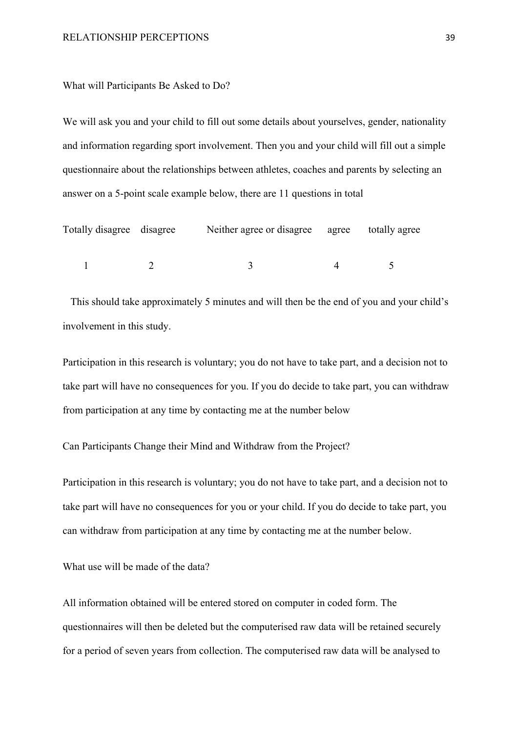What will Participants Be Asked to Do?

We will ask you and your child to fill out some details about yourselves, gender, nationality and information regarding sport involvement. Then you and your child will fill out a simple questionnaire about the relationships between athletes, coaches and parents by selecting an answer on a 5-point scale example below, there are 11 questions in total

| Totally disagree | disagree | Neither agree or disagree | agree | totally agree |
|---|---|---|---|---|
| 1 | 2 | 3 | 4 | 5 |

This should take approximately 5 minutes and will then be the end of you and your child's involvement in this study.

Participation in this research is voluntary; you do not have to take part, and a decision not to take part will have no consequences for you. If you do decide to take part, you can withdraw from participation at any time by contacting me at the number below

Can Participants Change their Mind and Withdraw from the Project?

Participation in this research is voluntary; you do not have to take part, and a decision not to take part will have no consequences for you or your child. If you do decide to take part, you can withdraw from participation at any time by contacting me at the number below.

What use will be made of the data?

All information obtained will be entered stored on computer in coded form. The questionnaires will then be deleted but the computerised raw data will be retained securely for a period of seven years from collection. The computerised raw data will be analysed to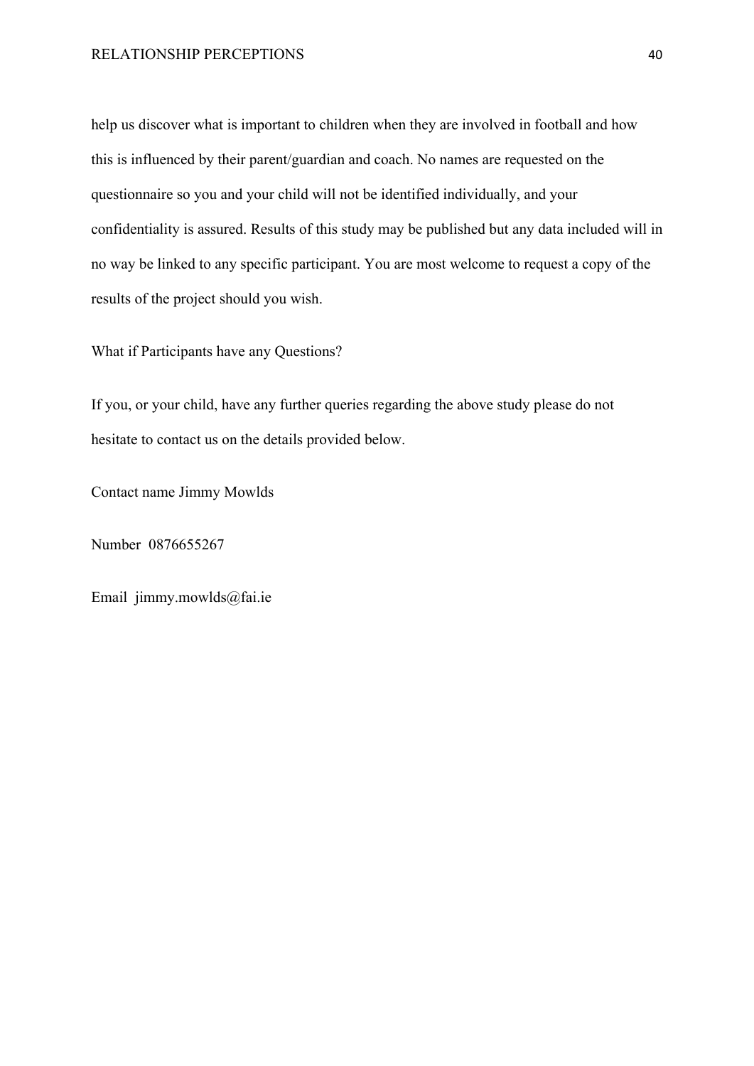help us discover what is important to children when they are involved in football and how this is influenced by their parent/guardian and coach. No names are requested on the questionnaire so you and your child will not be identified individually, and your confidentiality is assured. Results of this study may be published but any data included will in no way be linked to any specific participant. You are most welcome to request a copy of the results of the project should you wish.

What if Participants have any Questions?

If you, or your child, have any further queries regarding the above study please do not hesitate to contact us on the details provided below.

Contact name Jimmy Mowlds

Number 0876655267

Email jimmy.mowlds@fai.ie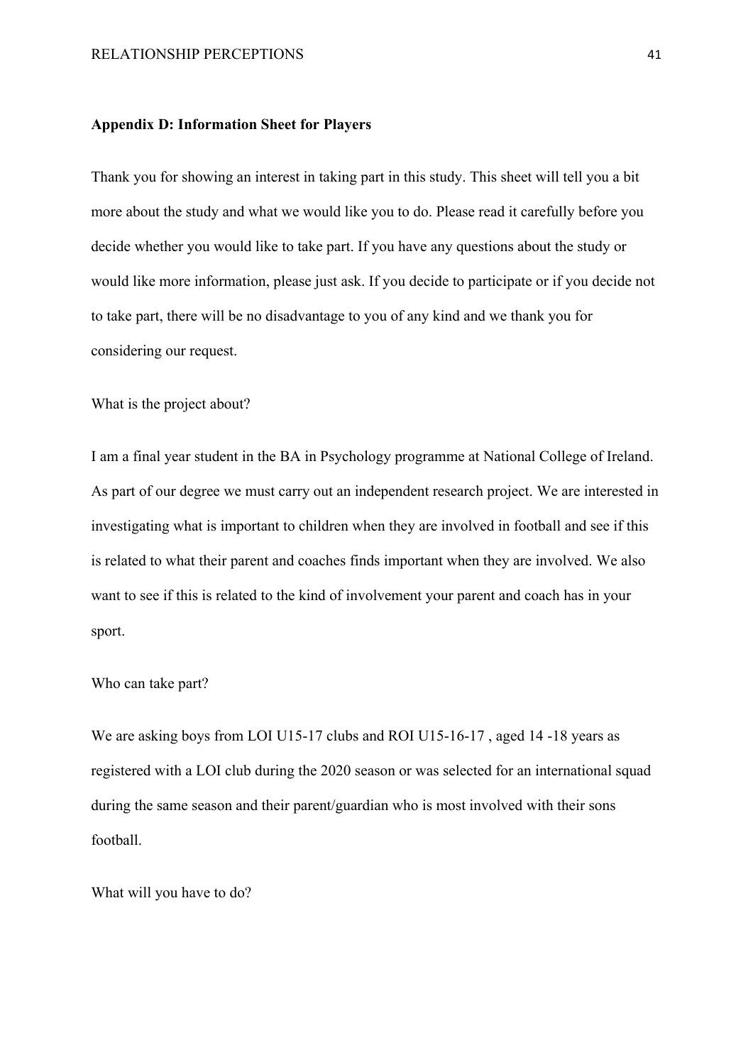**Appendix D: Information Sheet for Players**

Thank you for showing an interest in taking part in this study. This sheet will tell you a bit more about the study and what we would like you to do. Please read it carefully before you decide whether you would like to take part. If you have any questions about the study or would like more information, please just ask. If you decide to participate or if you decide not to take part, there will be no disadvantage to you of any kind and we thank you for considering our request.

What is the project about?

I am a final year student in the BA in Psychology programme at National College of Ireland. As part of our degree we must carry out an independent research project. We are interested in investigating what is important to children when they are involved in football and see if this is related to what their parent and coaches finds important when they are involved. We also want to see if this is related to the kind of involvement your parent and coach has in your sport.

Who can take part?

We are asking boys from LOI U15-17 clubs and ROI U15-16-17 , aged 14 -18 years as registered with a LOI club during the 2020 season or was selected for an international squad during the same season and their parent/guardian who is most involved with their sons football.

What will you have to do?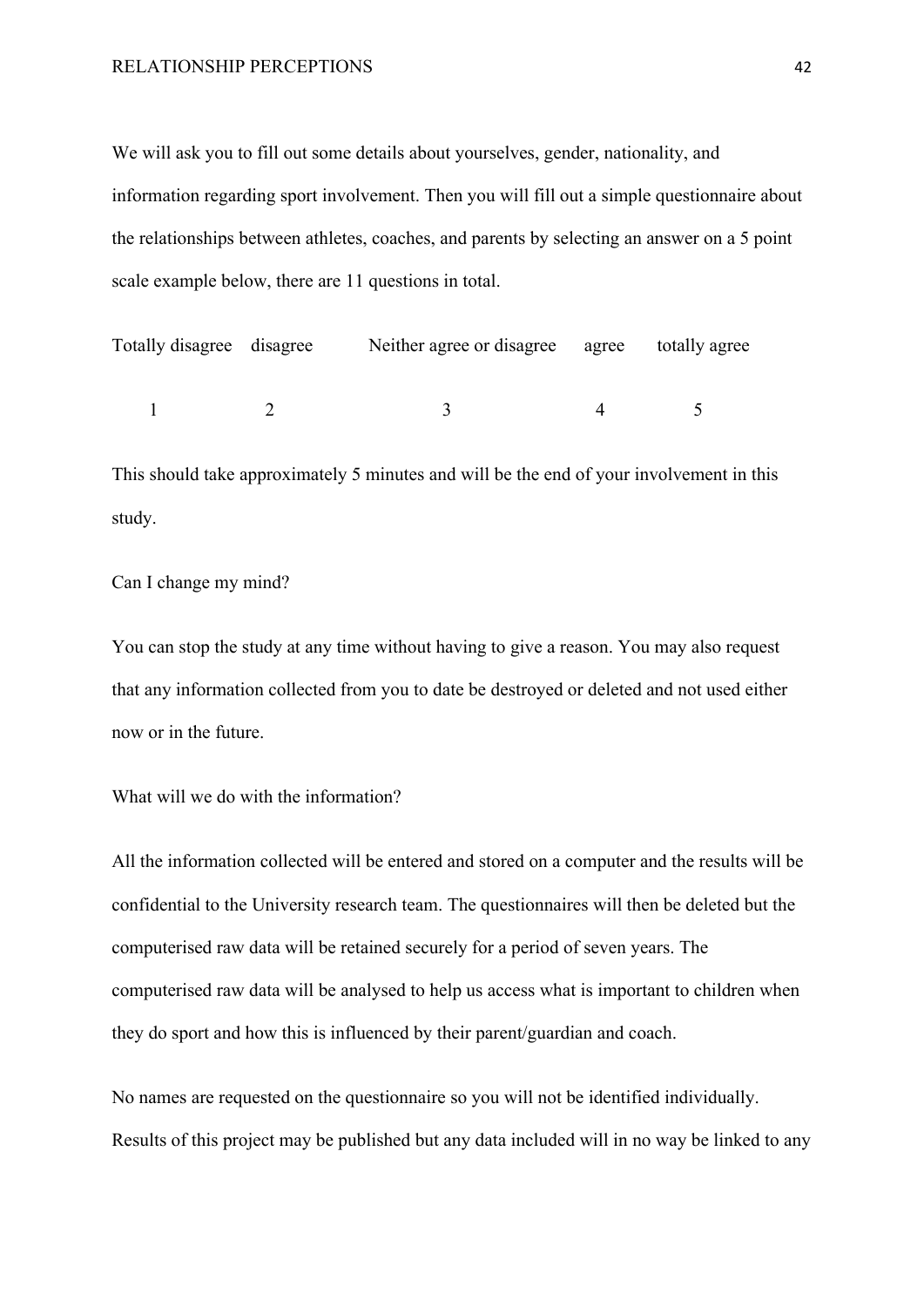We will ask you to fill out some details about yourselves, gender, nationality, and information regarding sport involvement. Then you will fill out a simple questionnaire about the relationships between athletes, coaches, and parents by selecting an answer on a 5 point scale example below, there are 11 questions in total.

| Totally disagree | disagree | Neither agree or disagree | agree | totally agree |
|---|---|---|---|---|
| 1 | 2 | 3 | 4 | 5 |

This should take approximately 5 minutes and will be the end of your involvement in this study.

Can I change my mind?

You can stop the study at any time without having to give a reason. You may also request that any information collected from you to date be destroyed or deleted and not used either now or in the future.

What will we do with the information?

All the information collected will be entered and stored on a computer and the results will be confidential to the University research team. The questionnaires will then be deleted but the computerised raw data will be retained securely for a period of seven years. The computerised raw data will be analysed to help us access what is important to children when they do sport and how this is influenced by their parent/guardian and coach.

No names are requested on the questionnaire so you will not be identified individually. Results of this project may be published but any data included will in no way be linked to any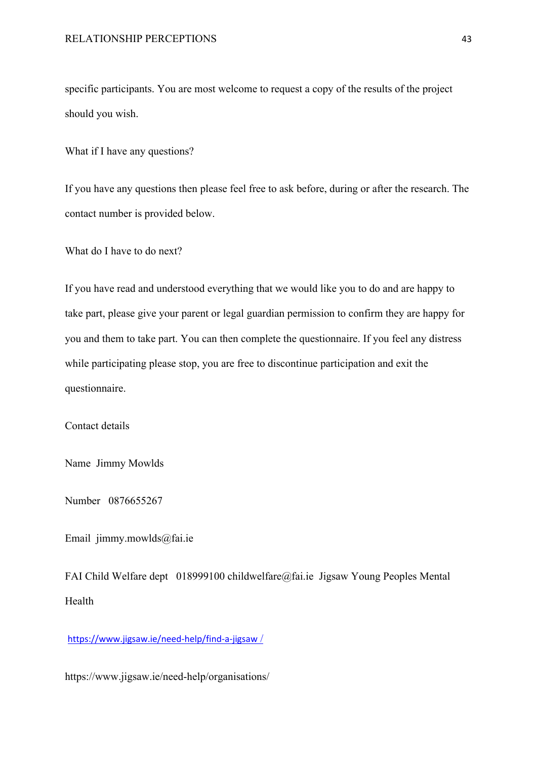specific participants. You are most welcome to request a copy of the results of the project should you wish.

What if I have any questions?

If you have any questions then please feel free to ask before, during or after the research. The contact number is provided below.

What do I have to do next?

If you have read and understood everything that we would like you to do and are happy to take part, please give your parent or legal guardian permission to confirm they are happy for you and them to take part. You can then complete the questionnaire. If you feel any distress while participating please stop, you are free to discontinue participation and exit the questionnaire.

Contact details

Name Jimmy Mowlds

Number 0876655267

Email jimmy.mowlds@fai.ie

FAI Child Welfare dept 018999100 childwelfare@fai.ie Jigsaw Young Peoples Mental Health

https://www.jigsaw.ie/need-help/find-a-jigsaw /

https://www.jigsaw.ie/need-help/organisations/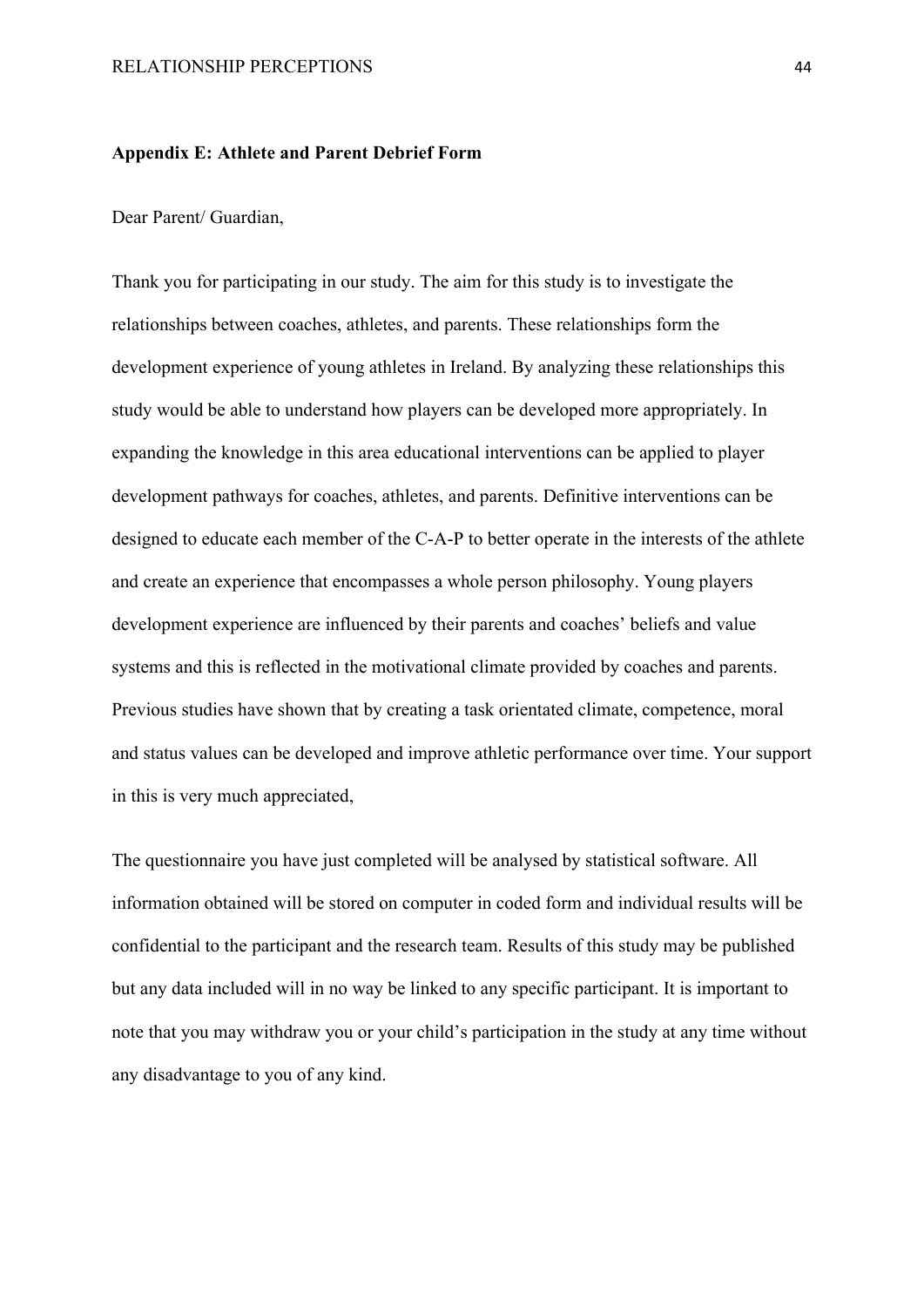**Appendix E: Athlete and Parent Debrief Form**

Dear Parent/ Guardian,

Thank you for participating in our study. The aim for this study is to investigate the relationships between coaches, athletes, and parents. These relationships form the development experience of young athletes in Ireland. By analyzing these relationships this study would be able to understand how players can be developed more appropriately. In expanding the knowledge in this area educational interventions can be applied to player development pathways for coaches, athletes, and parents. Definitive interventions can be designed to educate each member of the C-A-P to better operate in the interests of the athlete and create an experience that encompasses a whole person philosophy. Young players development experience are influenced by their parents and coaches' beliefs and value systems and this is reflected in the motivational climate provided by coaches and parents. Previous studies have shown that by creating a task orientated climate, competence, moral and status values can be developed and improve athletic performance over time. Your support in this is very much appreciated,

The questionnaire you have just completed will be analysed by statistical software. All information obtained will be stored on computer in coded form and individual results will be confidential to the participant and the research team. Results of this study may be published but any data included will in no way be linked to any specific participant. It is important to note that you may withdraw you or your child's participation in the study at any time without any disadvantage to you of any kind.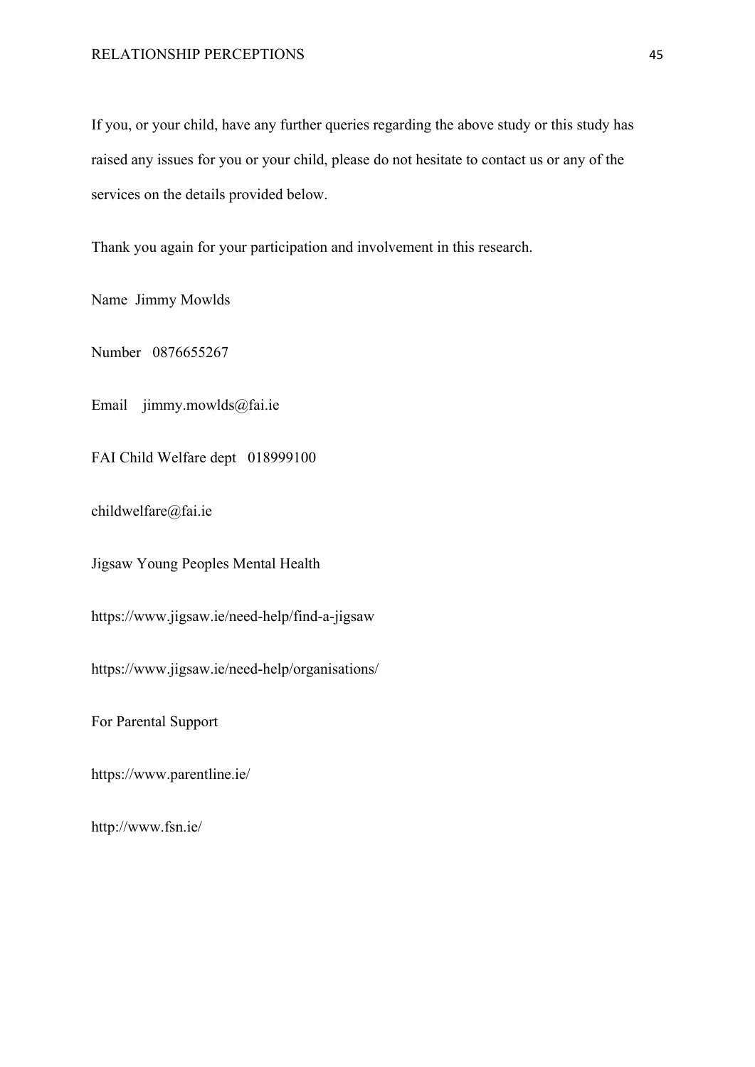If you, or your child, have any further queries regarding the above study or this study has raised any issues for you or your child, please do not hesitate to contact us or any of the services on the details provided below.

Thank you again for your participation and involvement in this research.

Name Jimmy Mowlds

Number 0876655267

Email jimmy.mowlds@fai.ie

FAI Child Welfare dept 018999100

childwelfare@fai.ie

Jigsaw Young Peoples Mental Health

https://www.jigsaw.ie/need-help/find-a-jigsaw

https://www.jigsaw.ie/need-help/organisations/

For Parental Support

https://www.parentline.ie/

http://www.fsn.ie/